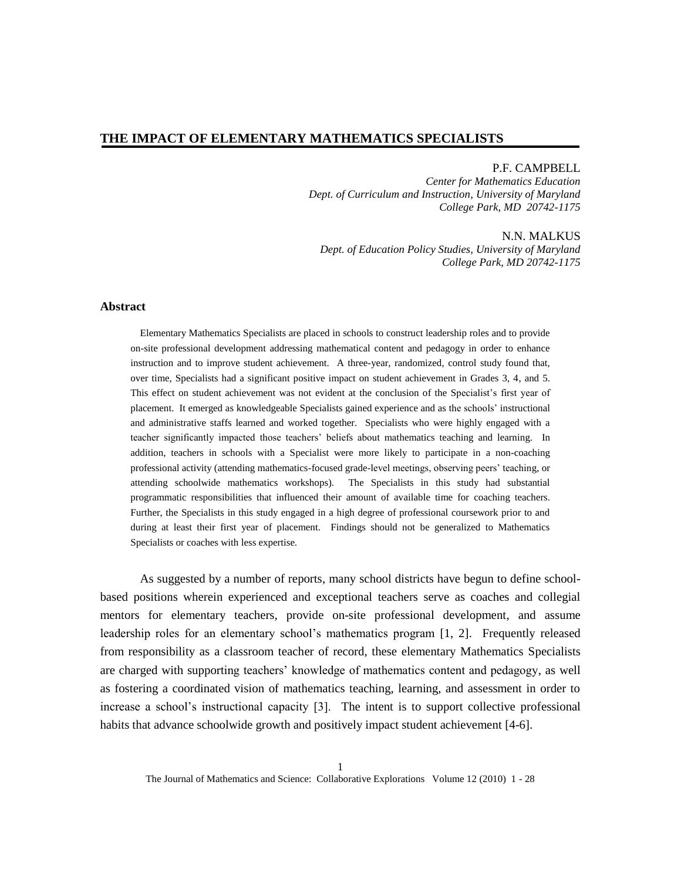# THE IMPACT OF ELEMENTARY MATHEMATICS SPECIALISTS

P.F. CAMPBELL
*Center for Mathematics Education*
*Dept. of Curriculum and Instruction, University of Maryland*
*College Park, MD 20742-1175*

N.N. MALKUS
*Dept. of Education Policy Studies, University of Maryland*
*College Park, MD 20742-1175*

## Abstract

Elementary Mathematics Specialists are placed in schools to construct leadership roles and to provide on-site professional development addressing mathematical content and pedagogy in order to enhance instruction and to improve student achievement. A three-year, randomized, control study found that, over time, Specialists had a significant positive impact on student achievement in Grades 3, 4, and 5. This effect on student achievement was not evident at the conclusion of the Specialist's first year of placement. It emerged as knowledgeable Specialists gained experience and as the schools' instructional and administrative staffs learned and worked together. Specialists who were highly engaged with a teacher significantly impacted those teachers' beliefs about mathematics teaching and learning. In addition, teachers in schools with a Specialist were more likely to participate in a non-coaching professional activity (attending mathematics-focused grade-level meetings, observing peers' teaching, or attending schoolwide mathematics workshops). The Specialists in this study had substantial programmatic responsibilities that influenced their amount of available time for coaching teachers. Further, the Specialists in this study engaged in a high degree of professional coursework prior to and during at least their first year of placement. Findings should not be generalized to Mathematics Specialists or coaches with less expertise.

As suggested by a number of reports, many school districts have begun to define school-based positions wherein experienced and exceptional teachers serve as coaches and collegial mentors for elementary teachers, provide on-site professional development, and assume leadership roles for an elementary school's mathematics program [1, 2]. Frequently released from responsibility as a classroom teacher of record, these elementary Mathematics Specialists are charged with supporting teachers' knowledge of mathematics content and pedagogy, as well as fostering a coordinated vision of mathematics teaching, learning, and assessment in order to increase a school's instructional capacity [3]. The intent is to support collective professional habits that advance schoolwide growth and positively impact student achievement [4-6].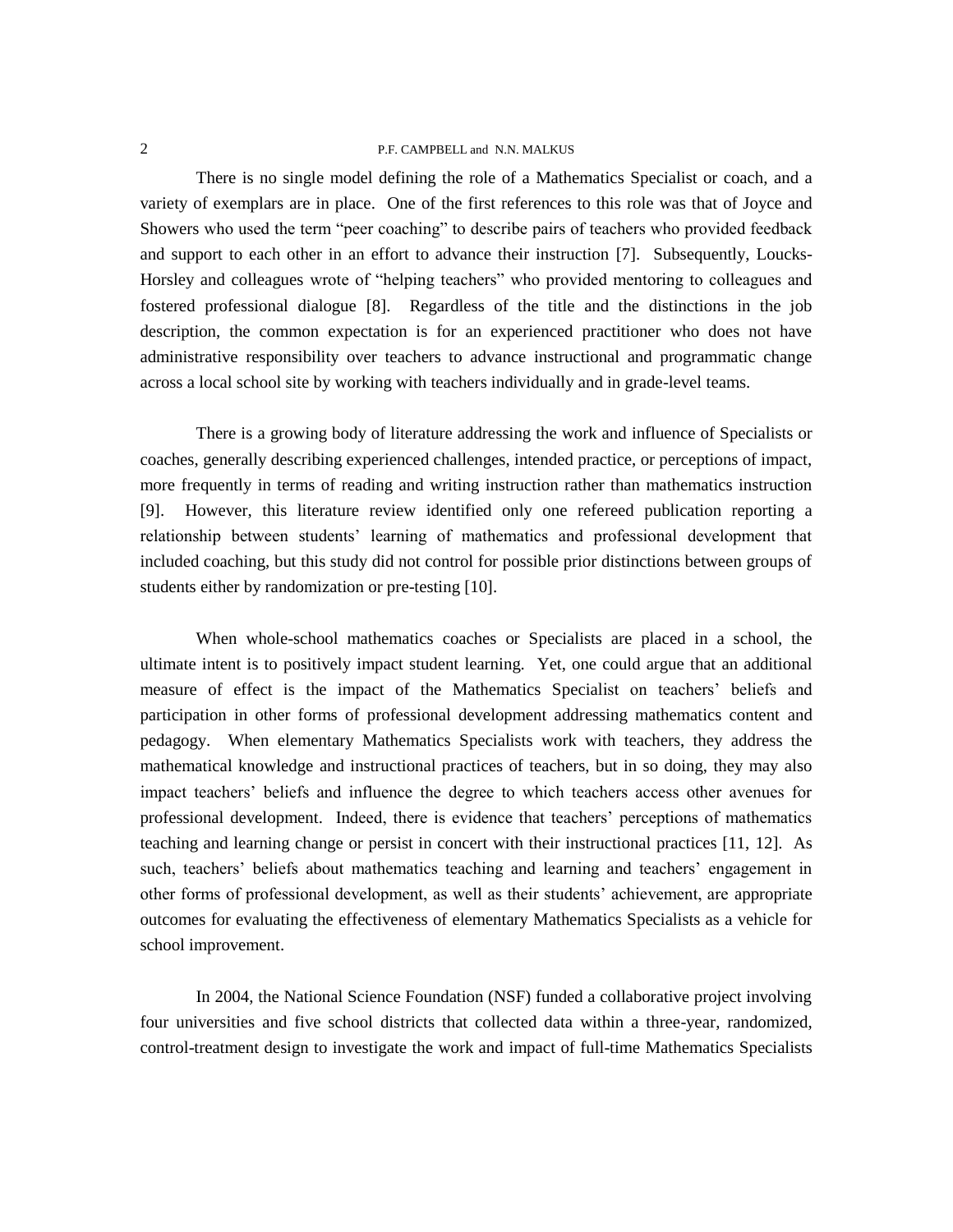There is no single model defining the role of a Mathematics Specialist or coach, and a variety of exemplars are in place. One of the first references to this role was that of Joyce and Showers who used the term "peer coaching" to describe pairs of teachers who provided feedback and support to each other in an effort to advance their instruction [7]. Subsequently, Loucks-Horsley and colleagues wrote of "helping teachers" who provided mentoring to colleagues and fostered professional dialogue [8]. Regardless of the title and the distinctions in the job description, the common expectation is for an experienced practitioner who does not have administrative responsibility over teachers to advance instructional and programmatic change across a local school site by working with teachers individually and in grade-level teams.

There is a growing body of literature addressing the work and influence of Specialists or coaches, generally describing experienced challenges, intended practice, or perceptions of impact, more frequently in terms of reading and writing instruction rather than mathematics instruction [9]. However, this literature review identified only one refereed publication reporting a relationship between students' learning of mathematics and professional development that included coaching, but this study did not control for possible prior distinctions between groups of students either by randomization or pre-testing [10].

When whole-school mathematics coaches or Specialists are placed in a school, the ultimate intent is to positively impact student learning. Yet, one could argue that an additional measure of effect is the impact of the Mathematics Specialist on teachers' beliefs and participation in other forms of professional development addressing mathematics content and pedagogy. When elementary Mathematics Specialists work with teachers, they address the mathematical knowledge and instructional practices of teachers, but in so doing, they may also impact teachers' beliefs and influence the degree to which teachers access other avenues for professional development. Indeed, there is evidence that teachers' perceptions of mathematics teaching and learning change or persist in concert with their instructional practices [11, 12]. As such, teachers' beliefs about mathematics teaching and learning and teachers' engagement in other forms of professional development, as well as their students' achievement, are appropriate outcomes for evaluating the effectiveness of elementary Mathematics Specialists as a vehicle for school improvement.

In 2004, the National Science Foundation (NSF) funded a collaborative project involving four universities and five school districts that collected data within a three-year, randomized, control-treatment design to investigate the work and impact of full-time Mathematics Specialists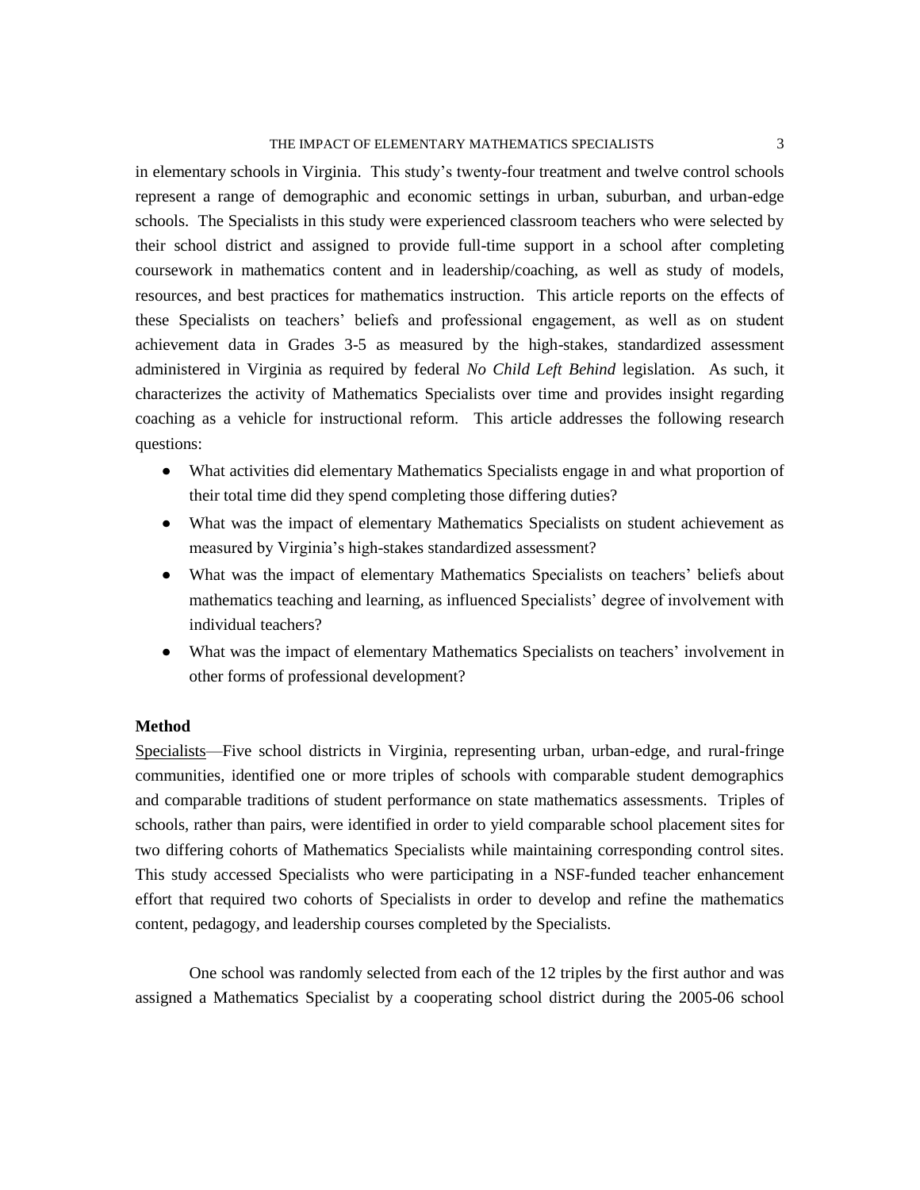in elementary schools in Virginia. This study's twenty-four treatment and twelve control schools represent a range of demographic and economic settings in urban, suburban, and urban-edge schools. The Specialists in this study were experienced classroom teachers who were selected by their school district and assigned to provide full-time support in a school after completing coursework in mathematics content and in leadership/coaching, as well as study of models, resources, and best practices for mathematics instruction. This article reports on the effects of these Specialists on teachers' beliefs and professional engagement, as well as on student achievement data in Grades 3-5 as measured by the high-stakes, standardized assessment administered in Virginia as required by federal *No Child Left Behind* legislation. As such, it characterizes the activity of Mathematics Specialists over time and provides insight regarding coaching as a vehicle for instructional reform. This article addresses the following research questions:

- What activities did elementary Mathematics Specialists engage in and what proportion of their total time did they spend completing those differing duties?
- What was the impact of elementary Mathematics Specialists on student achievement as measured by Virginia's high-stakes standardized assessment?
- What was the impact of elementary Mathematics Specialists on teachers' beliefs about mathematics teaching and learning, as influenced Specialists' degree of involvement with individual teachers?
- What was the impact of elementary Mathematics Specialists on teachers' involvement in other forms of professional development?

**Method**

<u>Specialists</u>—Five school districts in Virginia, representing urban, urban-edge, and rural-fringe communities, identified one or more triples of schools with comparable student demographics and comparable traditions of student performance on state mathematics assessments. Triples of schools, rather than pairs, were identified in order to yield comparable school placement sites for two differing cohorts of Mathematics Specialists while maintaining corresponding control sites. This study accessed Specialists who were participating in a NSF-funded teacher enhancement effort that required two cohorts of Specialists in order to develop and refine the mathematics content, pedagogy, and leadership courses completed by the Specialists.

One school was randomly selected from each of the 12 triples by the first author and was assigned a Mathematics Specialist by a cooperating school district during the 2005-06 school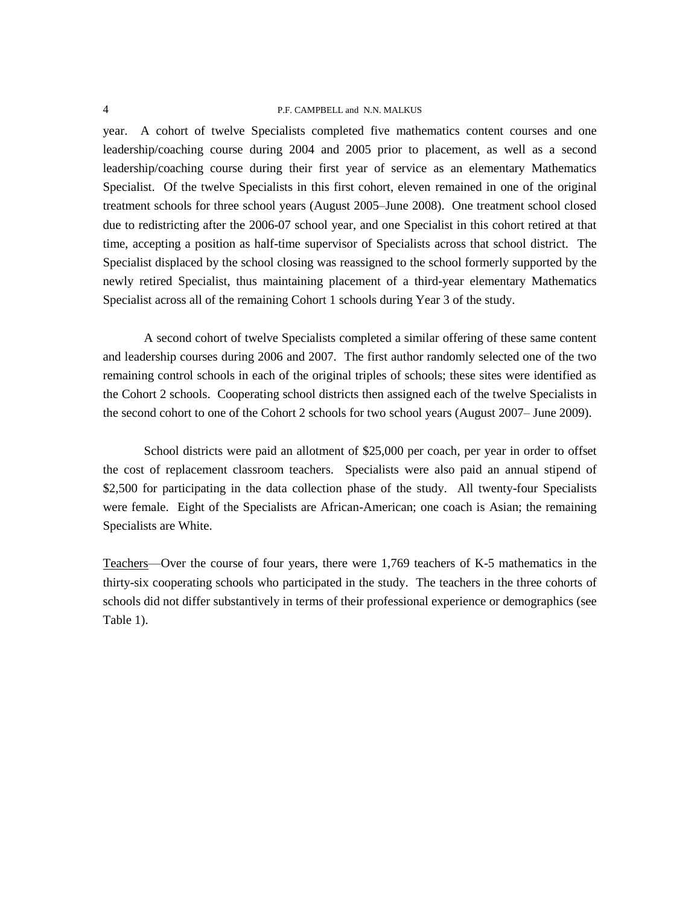year. A cohort of twelve Specialists completed five mathematics content courses and one leadership/coaching course during 2004 and 2005 prior to placement, as well as a second leadership/coaching course during their first year of service as an elementary Mathematics Specialist. Of the twelve Specialists in this first cohort, eleven remained in one of the original treatment schools for three school years (August 2005–June 2008). One treatment school closed due to redistricting after the 2006-07 school year, and one Specialist in this cohort retired at that time, accepting a position as half-time supervisor of Specialists across that school district. The Specialist displaced by the school closing was reassigned to the school formerly supported by the newly retired Specialist, thus maintaining placement of a third-year elementary Mathematics Specialist across all of the remaining Cohort 1 schools during Year 3 of the study.

A second cohort of twelve Specialists completed a similar offering of these same content and leadership courses during 2006 and 2007. The first author randomly selected one of the two remaining control schools in each of the original triples of schools; these sites were identified as the Cohort 2 schools. Cooperating school districts then assigned each of the twelve Specialists in the second cohort to one of the Cohort 2 schools for two school years (August 2007– June 2009).

School districts were paid an allotment of $25,000 per coach, per year in order to offset the cost of replacement classroom teachers. Specialists were also paid an annual stipend of $2,500 for participating in the data collection phase of the study. All twenty-four Specialists were female. Eight of the Specialists are African-American; one coach is Asian; the remaining Specialists are White.

<u>Teachers</u>—Over the course of four years, there were 1,769 teachers of K-5 mathematics in the thirty-six cooperating schools who participated in the study. The teachers in the three cohorts of schools did not differ substantively in terms of their professional experience or demographics (see Table 1).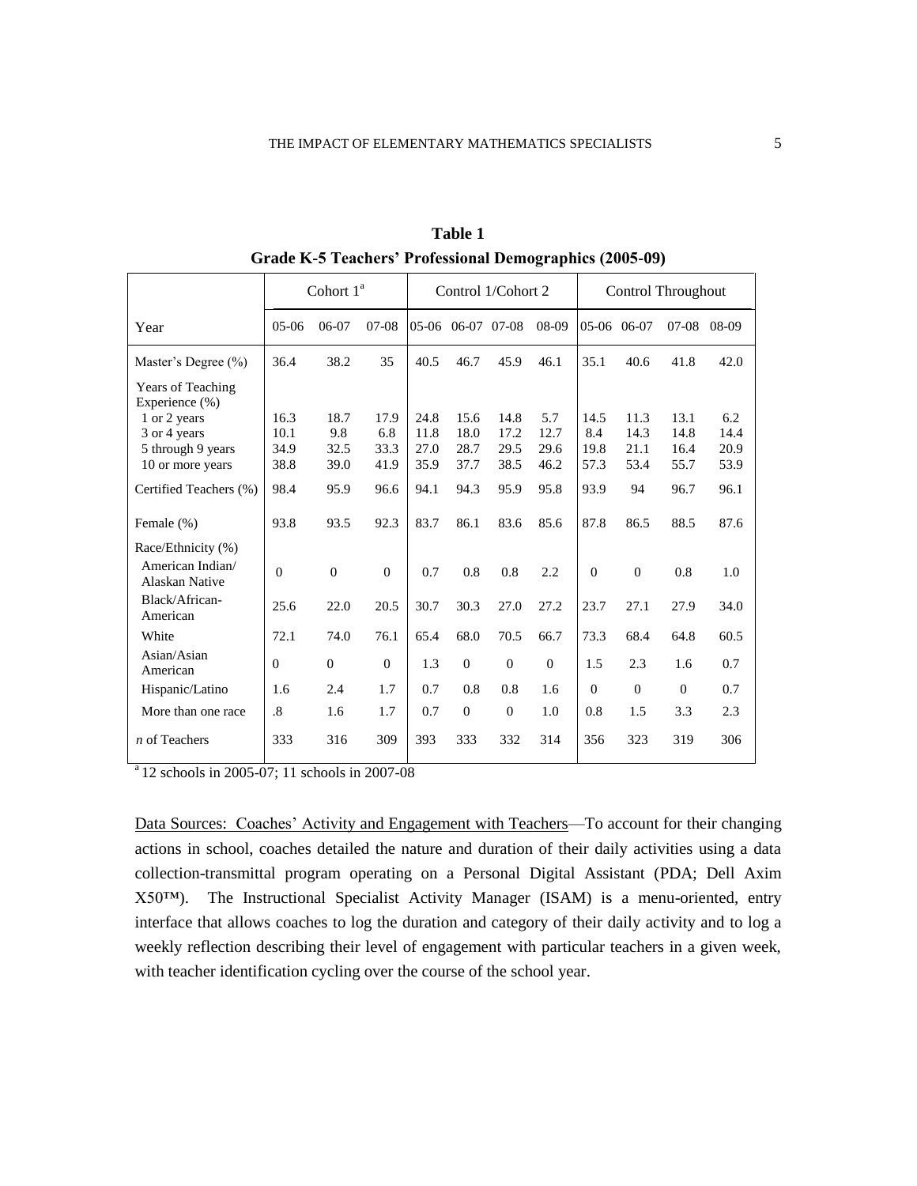**Table 1**

**Grade K-5 Teachers' Professional Demographics (2005-09)**

| | Cohort 1[a] | | | Control 1/Cohort 2 | | | | Control Throughout | | | |
|---|---|---|---|---|---|---|---|---|---|---|---|
| Year | 05-06 | 06-07 | 07-08 | 05-06 | 06-07 | 07-08 | 08-09 | 05-06 | 06-07 | 07-08 | 08-09 |
| Master's Degree (%) | 36.4 | 38.2 | 35 | 40.5 | 46.7 | 45.9 | 46.1 | 35.1 | 40.6 | 41.8 | 42.0 |
| Years of Teaching Experience (%) | | | | | | | | | | | |
| 1 or 2 years | 16.3 | 18.7 | 17.9 | 24.8 | 15.6 | 14.8 | 5.7 | 14.5 | 11.3 | 13.1 | 6.2 |
| 3 or 4 years | 10.1 | 9.8 | 6.8 | 11.8 | 18.0 | 17.2 | 12.7 | 8.4 | 14.3 | 14.8 | 14.4 |
| 5 through 9 years | 34.9 | 32.5 | 33.3 | 27.0 | 28.7 | 29.5 | 29.6 | 19.8 | 21.1 | 16.4 | 20.9 |
| 10 or more years | 38.8 | 39.0 | 41.9 | 35.9 | 37.7 | 38.5 | 46.2 | 57.3 | 53.4 | 55.7 | 53.9 |
| Certified Teachers (%) | 98.4 | 95.9 | 96.6 | 94.1 | 94.3 | 95.9 | 95.8 | 93.9 | 94 | 96.7 | 96.1 |
| Female (%) | 93.8 | 93.5 | 92.3 | 83.7 | 86.1 | 83.6 | 85.6 | 87.8 | 86.5 | 88.5 | 87.6 |
| Race/Ethnicity (%) | | | | | | | | | | | |
| American Indian/ Alaskan Native | 0 | 0 | 0 | 0.7 | 0.8 | 0.8 | 2.2 | 0 | 0 | 0.8 | 1.0 |
| Black/African-American | 25.6 | 22.0 | 20.5 | 30.7 | 30.3 | 27.0 | 27.2 | 23.7 | 27.1 | 27.9 | 34.0 |
| White | 72.1 | 74.0 | 76.1 | 65.4 | 68.0 | 70.5 | 66.7 | 73.3 | 68.4 | 64.8 | 60.5 |
| Asian/Asian American | 0 | 0 | 0 | 1.3 | 0 | 0 | 0 | 1.5 | 2.3 | 1.6 | 0.7 |
| Hispanic/Latino | 1.6 | 2.4 | 1.7 | 0.7 | 0.8 | 0.8 | 1.6 | 0 | 0 | 0 | 0.7 |
| More than one race | .8 | 1.6 | 1.7 | 0.7 | 0 | 0 | 1.0 | 0.8 | 1.5 | 3.3 | 2.3 |
| *n* of Teachers | 333 | 316 | 309 | 393 | 333 | 332 | 314 | 356 | 323 | 319 | 306 |

[a] 12 schools in 2005-07; 11 schools in 2007-08

Data Sources: Coaches' Activity and Engagement with Teachers—To account for their changing actions in school, coaches detailed the nature and duration of their daily activities using a data collection-transmittal program operating on a Personal Digital Assistant (PDA; Dell Axim X50™). The Instructional Specialist Activity Manager (ISAM) is a menu-oriented, entry interface that allows coaches to log the duration and category of their daily activity and to log a weekly reflection describing their level of engagement with particular teachers in a given week, with teacher identification cycling over the course of the school year.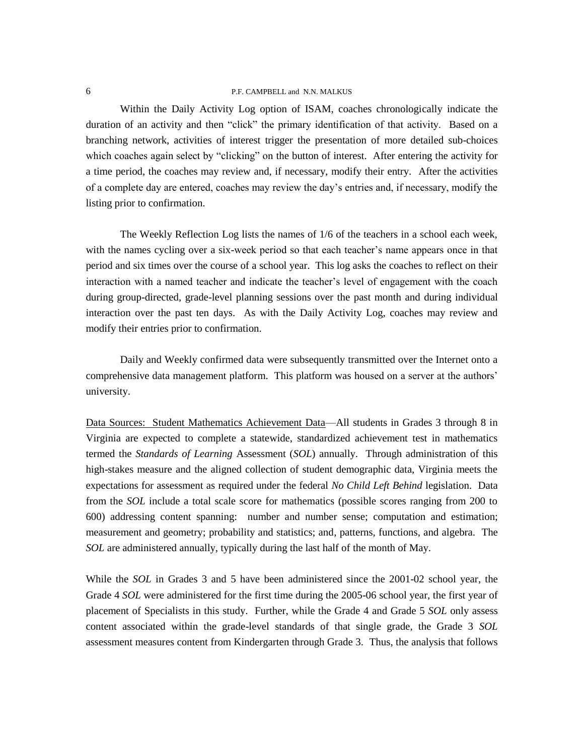Within the Daily Activity Log option of ISAM, coaches chronologically indicate the duration of an activity and then "click" the primary identification of that activity. Based on a branching network, activities of interest trigger the presentation of more detailed sub-choices which coaches again select by "clicking" on the button of interest. After entering the activity for a time period, the coaches may review and, if necessary, modify their entry. After the activities of a complete day are entered, coaches may review the day's entries and, if necessary, modify the listing prior to confirmation.

The Weekly Reflection Log lists the names of 1/6 of the teachers in a school each week, with the names cycling over a six-week period so that each teacher's name appears once in that period and six times over the course of a school year. This log asks the coaches to reflect on their interaction with a named teacher and indicate the teacher's level of engagement with the coach during group-directed, grade-level planning sessions over the past month and during individual interaction over the past ten days. As with the Daily Activity Log, coaches may review and modify their entries prior to confirmation.

Daily and Weekly confirmed data were subsequently transmitted over the Internet onto a comprehensive data management platform. This platform was housed on a server at the authors' university.

<u>Data Sources: Student Mathematics Achievement Data</u>—All students in Grades 3 through 8 in Virginia are expected to complete a statewide, standardized achievement test in mathematics termed the *Standards of Learning* Assessment (*SOL*) annually. Through administration of this high-stakes measure and the aligned collection of student demographic data, Virginia meets the expectations for assessment as required under the federal *No Child Left Behind* legislation. Data from the *SOL* include a total scale score for mathematics (possible scores ranging from 200 to 600) addressing content spanning: number and number sense; computation and estimation; measurement and geometry; probability and statistics; and, patterns, functions, and algebra. The *SOL* are administered annually, typically during the last half of the month of May.

While the *SOL* in Grades 3 and 5 have been administered since the 2001-02 school year, the Grade 4 *SOL* were administered for the first time during the 2005-06 school year, the first year of placement of Specialists in this study. Further, while the Grade 4 and Grade 5 *SOL* only assess content associated within the grade-level standards of that single grade, the Grade 3 *SOL* assessment measures content from Kindergarten through Grade 3. Thus, the analysis that follows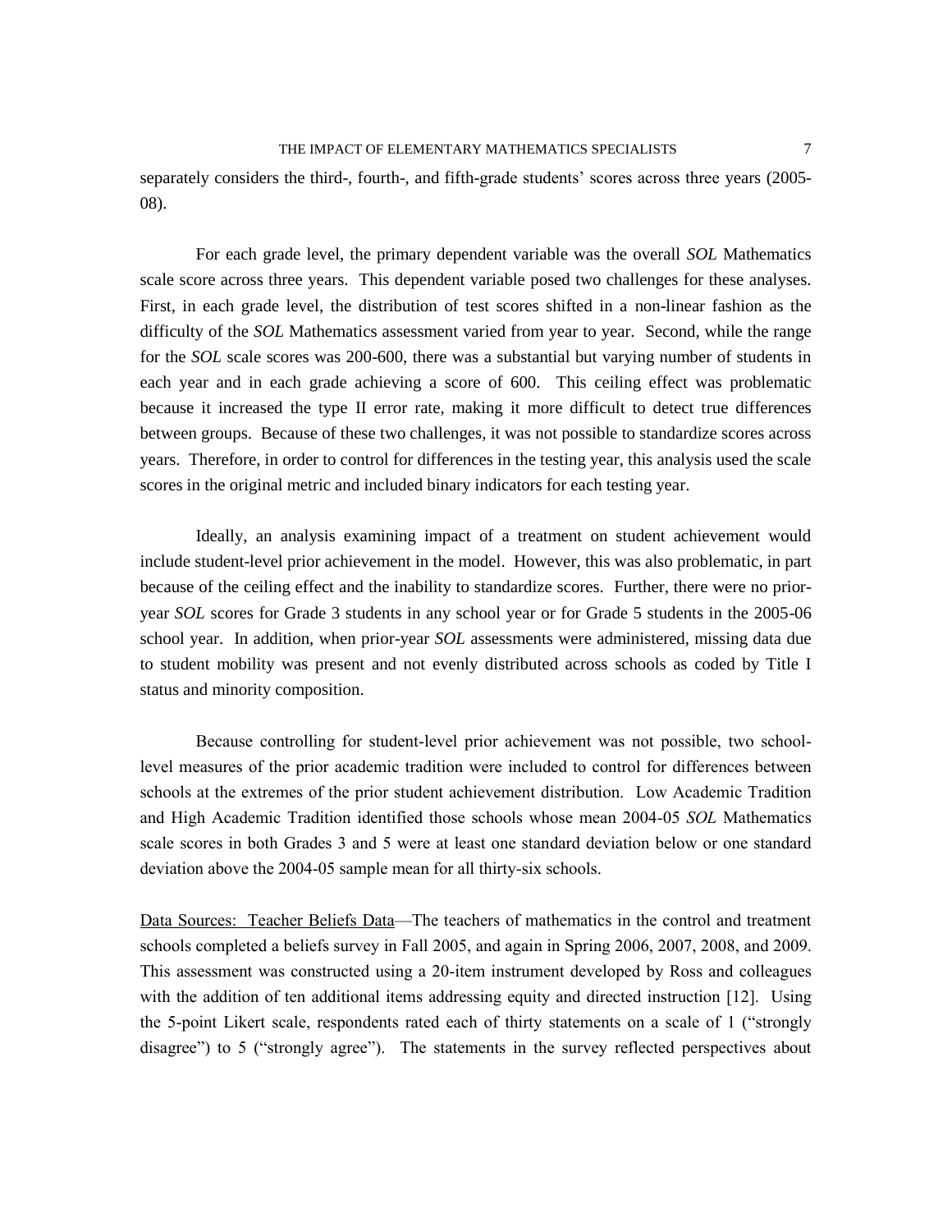separately considers the third-, fourth-, and fifth-grade students' scores across three years (2005-08).

For each grade level, the primary dependent variable was the overall *SOL* Mathematics scale score across three years. This dependent variable posed two challenges for these analyses. First, in each grade level, the distribution of test scores shifted in a non-linear fashion as the difficulty of the *SOL* Mathematics assessment varied from year to year. Second, while the range for the *SOL* scale scores was 200-600, there was a substantial but varying number of students in each year and in each grade achieving a score of 600. This ceiling effect was problematic because it increased the type II error rate, making it more difficult to detect true differences between groups. Because of these two challenges, it was not possible to standardize scores across years. Therefore, in order to control for differences in the testing year, this analysis used the scale scores in the original metric and included binary indicators for each testing year.

Ideally, an analysis examining impact of a treatment on student achievement would include student-level prior achievement in the model. However, this was also problematic, in part because of the ceiling effect and the inability to standardize scores. Further, there were no prior-year *SOL* scores for Grade 3 students in any school year or for Grade 5 students in the 2005-06 school year. In addition, when prior-year *SOL* assessments were administered, missing data due to student mobility was present and not evenly distributed across schools as coded by Title I status and minority composition.

Because controlling for student-level prior achievement was not possible, two school-level measures of the prior academic tradition were included to control for differences between schools at the extremes of the prior student achievement distribution. Low Academic Tradition and High Academic Tradition identified those schools whose mean 2004-05 *SOL* Mathematics scale scores in both Grades 3 and 5 were at least one standard deviation below or one standard deviation above the 2004-05 sample mean for all thirty-six schools.

<u>Data Sources: Teacher Beliefs Data</u>—The teachers of mathematics in the control and treatment schools completed a beliefs survey in Fall 2005, and again in Spring 2006, 2007, 2008, and 2009. This assessment was constructed using a 20-item instrument developed by Ross and colleagues with the addition of ten additional items addressing equity and directed instruction [12]. Using the 5-point Likert scale, respondents rated each of thirty statements on a scale of 1 ("strongly disagree") to 5 ("strongly agree"). The statements in the survey reflected perspectives about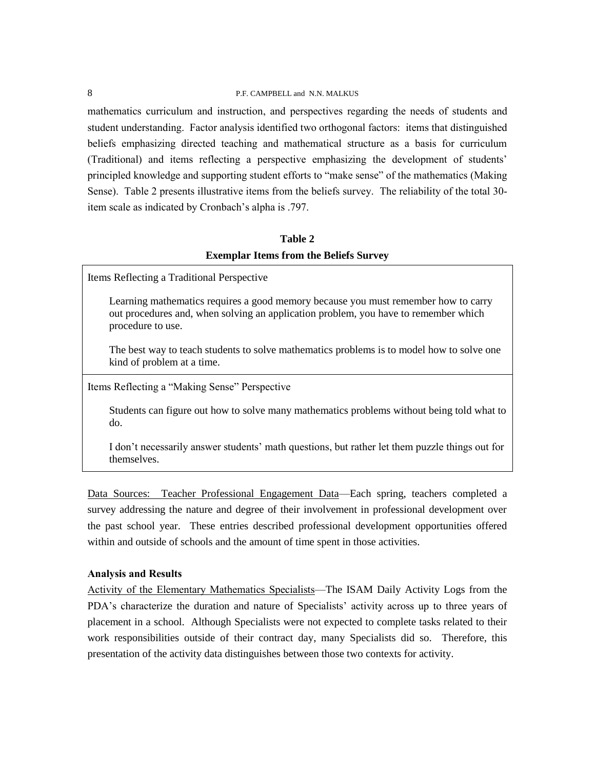mathematics curriculum and instruction, and perspectives regarding the needs of students and student understanding. Factor analysis identified two orthogonal factors: items that distinguished beliefs emphasizing directed teaching and mathematical structure as a basis for curriculum (Traditional) and items reflecting a perspective emphasizing the development of students' principled knowledge and supporting student efforts to "make sense" of the mathematics (Making Sense). Table 2 presents illustrative items from the beliefs survey. The reliability of the total 30-item scale as indicated by Cronbach's alpha is .797.

**Table 2**
**Exemplar Items from the Beliefs Survey**

| Items Reflecting a Traditional Perspective |
| --- |
| Learning mathematics requires a good memory because you must remember how to carry out procedures and, when solving an application problem, you have to remember which procedure to use. |
| The best way to teach students to solve mathematics problems is to model how to solve one kind of problem at a time. |
| **Items Reflecting a "Making Sense" Perspective** |
| Students can figure out how to solve many mathematics problems without being told what to do. |
| I don't necessarily answer students' math questions, but rather let them puzzle things out for themselves. |

Data Sources: Teacher Professional Engagement Data—Each spring, teachers completed a survey addressing the nature and degree of their involvement in professional development over the past school year. These entries described professional development opportunities offered within and outside of schools and the amount of time spent in those activities.

**Analysis and Results**

Activity of the Elementary Mathematics Specialists—The ISAM Daily Activity Logs from the PDA's characterize the duration and nature of Specialists' activity across up to three years of placement in a school. Although Specialists were not expected to complete tasks related to their work responsibilities outside of their contract day, many Specialists did so. Therefore, this presentation of the activity data distinguishes between those two contexts for activity.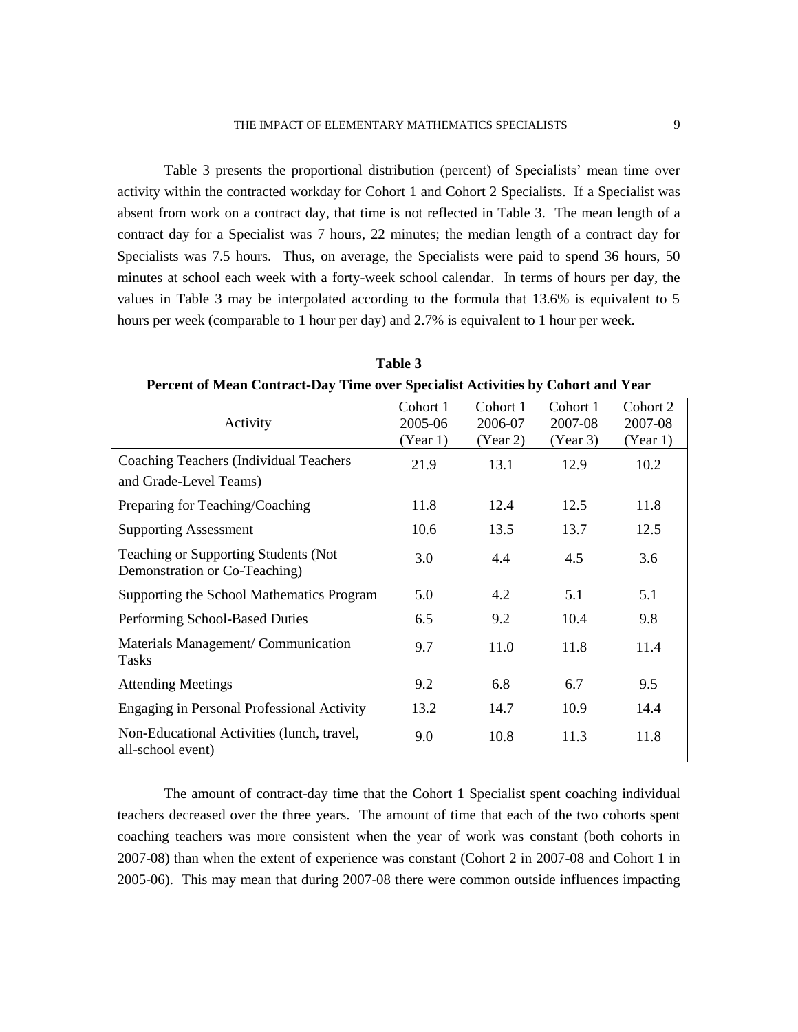Table 3 presents the proportional distribution (percent) of Specialists' mean time over activity within the contracted workday for Cohort 1 and Cohort 2 Specialists. If a Specialist was absent from work on a contract day, that time is not reflected in Table 3. The mean length of a contract day for a Specialist was 7 hours, 22 minutes; the median length of a contract day for Specialists was 7.5 hours. Thus, on average, the Specialists were paid to spend 36 hours, 50 minutes at school each week with a forty-week school calendar. In terms of hours per day, the values in Table 3 may be interpolated according to the formula that 13.6% is equivalent to 5 hours per week (comparable to 1 hour per day) and 2.7% is equivalent to 1 hour per week.

**Table 3**

**Percent of Mean Contract-Day Time over Specialist Activities by Cohort and Year**

| Activity | Cohort 1 2005-06 (Year 1) | Cohort 1 2006-07 (Year 2) | Cohort 1 2007-08 (Year 3) | Cohort 2 2007-08 (Year 1) |
|---|---|---|---|---|
| Coaching Teachers (Individual Teachers and Grade-Level Teams) | 21.9 | 13.1 | 12.9 | 10.2 |
| Preparing for Teaching/Coaching | 11.8 | 12.4 | 12.5 | 11.8 |
| Supporting Assessment | 10.6 | 13.5 | 13.7 | 12.5 |
| Teaching or Supporting Students (Not Demonstration or Co-Teaching) | 3.0 | 4.4 | 4.5 | 3.6 |
| Supporting the School Mathematics Program | 5.0 | 4.2 | 5.1 | 5.1 |
| Performing School-Based Duties | 6.5 | 9.2 | 10.4 | 9.8 |
| Materials Management/ Communication Tasks | 9.7 | 11.0 | 11.8 | 11.4 |
| Attending Meetings | 9.2 | 6.8 | 6.7 | 9.5 |
| Engaging in Personal Professional Activity | 13.2 | 14.7 | 10.9 | 14.4 |
| Non-Educational Activities (lunch, travel, all-school event) | 9.0 | 10.8 | 11.3 | 11.8 |

The amount of contract-day time that the Cohort 1 Specialist spent coaching individual teachers decreased over the three years. The amount of time that each of the two cohorts spent coaching teachers was more consistent when the year of work was constant (both cohorts in 2007-08) than when the extent of experience was constant (Cohort 2 in 2007-08 and Cohort 1 in 2005-06). This may mean that during 2007-08 there were common outside influences impacting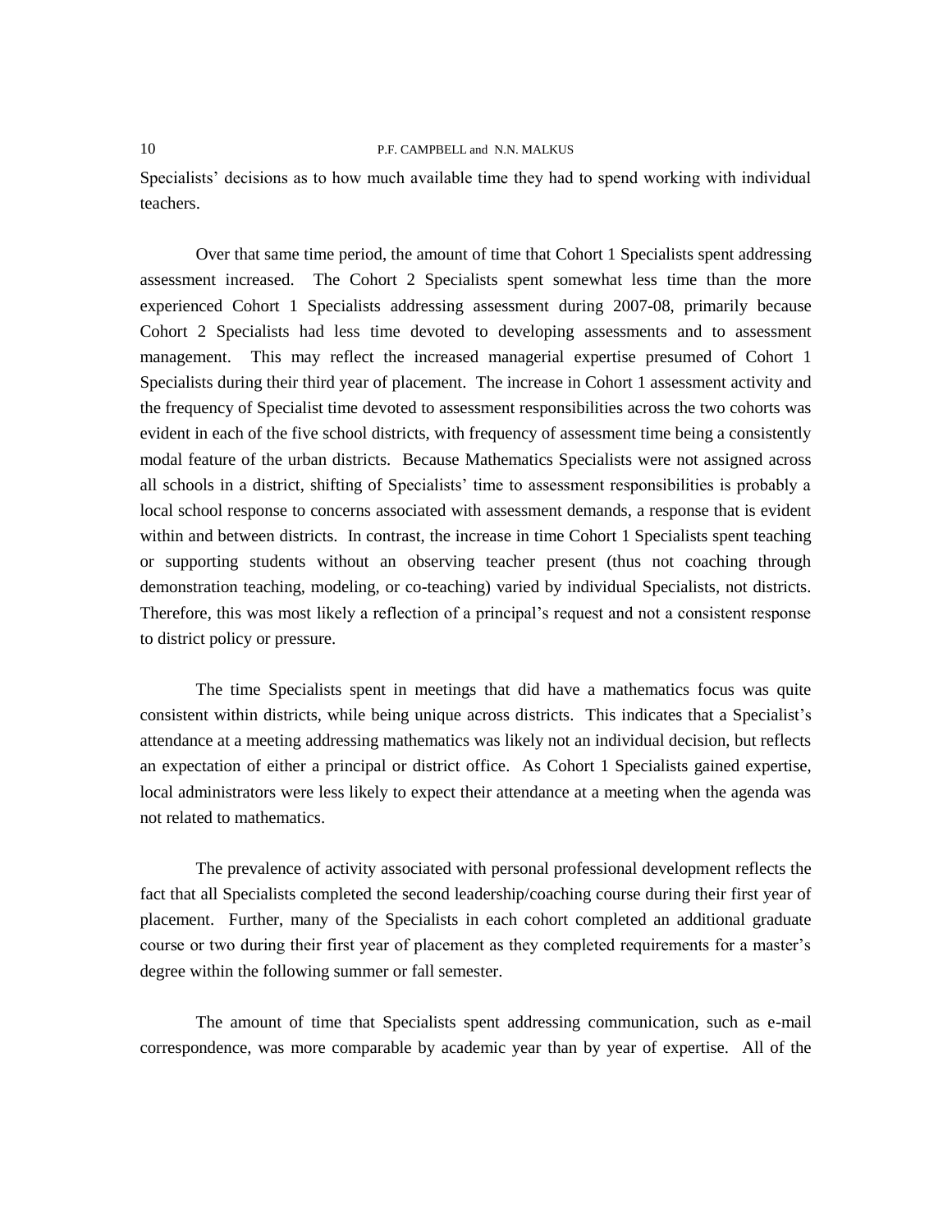Specialists' decisions as to how much available time they had to spend working with individual teachers.

Over that same time period, the amount of time that Cohort 1 Specialists spent addressing assessment increased. The Cohort 2 Specialists spent somewhat less time than the more experienced Cohort 1 Specialists addressing assessment during 2007-08, primarily because Cohort 2 Specialists had less time devoted to developing assessments and to assessment management. This may reflect the increased managerial expertise presumed of Cohort 1 Specialists during their third year of placement. The increase in Cohort 1 assessment activity and the frequency of Specialist time devoted to assessment responsibilities across the two cohorts was evident in each of the five school districts, with frequency of assessment time being a consistently modal feature of the urban districts. Because Mathematics Specialists were not assigned across all schools in a district, shifting of Specialists' time to assessment responsibilities is probably a local school response to concerns associated with assessment demands, a response that is evident within and between districts. In contrast, the increase in time Cohort 1 Specialists spent teaching or supporting students without an observing teacher present (thus not coaching through demonstration teaching, modeling, or co-teaching) varied by individual Specialists, not districts. Therefore, this was most likely a reflection of a principal's request and not a consistent response to district policy or pressure.

The time Specialists spent in meetings that did have a mathematics focus was quite consistent within districts, while being unique across districts. This indicates that a Specialist's attendance at a meeting addressing mathematics was likely not an individual decision, but reflects an expectation of either a principal or district office. As Cohort 1 Specialists gained expertise, local administrators were less likely to expect their attendance at a meeting when the agenda was not related to mathematics.

The prevalence of activity associated with personal professional development reflects the fact that all Specialists completed the second leadership/coaching course during their first year of placement. Further, many of the Specialists in each cohort completed an additional graduate course or two during their first year of placement as they completed requirements for a master's degree within the following summer or fall semester.

The amount of time that Specialists spent addressing communication, such as e-mail correspondence, was more comparable by academic year than by year of expertise. All of the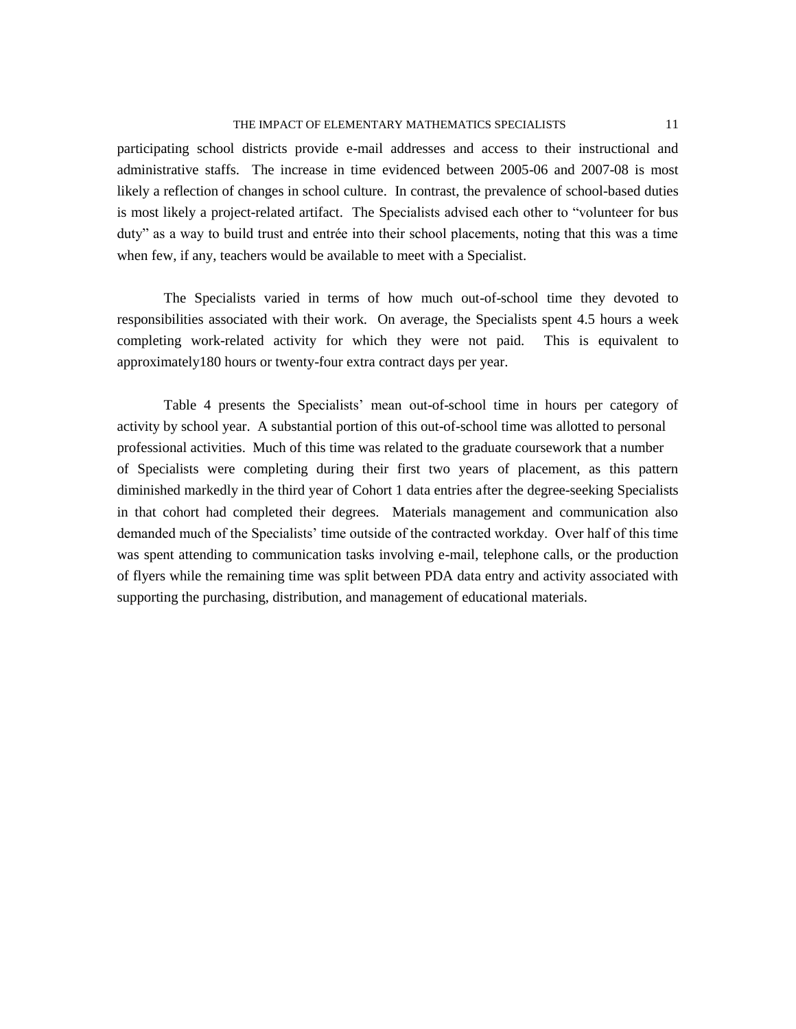participating school districts provide e-mail addresses and access to their instructional and administrative staffs. The increase in time evidenced between 2005-06 and 2007-08 is most likely a reflection of changes in school culture. In contrast, the prevalence of school-based duties is most likely a project-related artifact. The Specialists advised each other to "volunteer for bus duty" as a way to build trust and entrée into their school placements, noting that this was a time when few, if any, teachers would be available to meet with a Specialist.

The Specialists varied in terms of how much out-of-school time they devoted to responsibilities associated with their work. On average, the Specialists spent 4.5 hours a week completing work-related activity for which they were not paid. This is equivalent to approximately180 hours or twenty-four extra contract days per year.

Table 4 presents the Specialists' mean out-of-school time in hours per category of activity by school year. A substantial portion of this out-of-school time was allotted to personal professional activities. Much of this time was related to the graduate coursework that a number of Specialists were completing during their first two years of placement, as this pattern diminished markedly in the third year of Cohort 1 data entries after the degree-seeking Specialists in that cohort had completed their degrees. Materials management and communication also demanded much of the Specialists' time outside of the contracted workday. Over half of this time was spent attending to communication tasks involving e-mail, telephone calls, or the production of flyers while the remaining time was split between PDA data entry and activity associated with supporting the purchasing, distribution, and management of educational materials.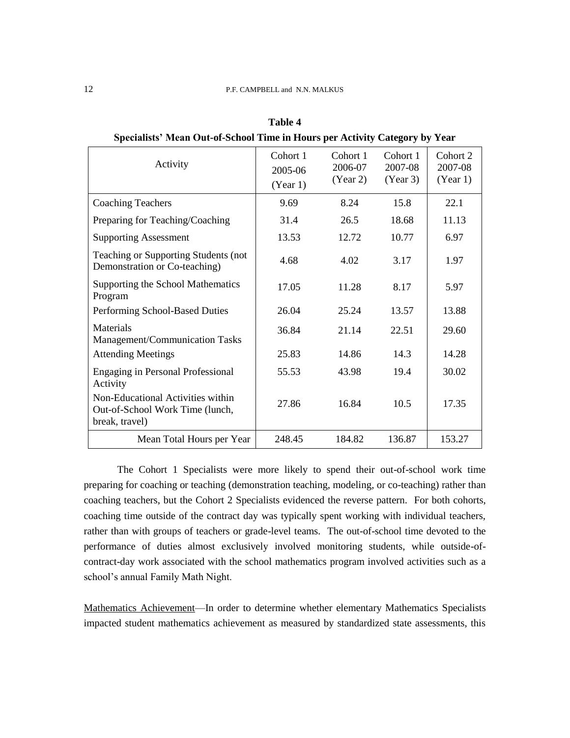**Table 4**

**Specialists' Mean Out-of-School Time in Hours per Activity Category by Year**

| Activity | Cohort 1 2005-06 (Year 1) | Cohort 1 2006-07 (Year 2) | Cohort 1 2007-08 (Year 3) | Cohort 2 2007-08 (Year 1) |
|---|---|---|---|---|
| Coaching Teachers | 9.69 | 8.24 | 15.8 | 22.1 |
| Preparing for Teaching/Coaching | 31.4 | 26.5 | 18.68 | 11.13 |
| Supporting Assessment | 13.53 | 12.72 | 10.77 | 6.97 |
| Teaching or Supporting Students (not Demonstration or Co-teaching) | 4.68 | 4.02 | 3.17 | 1.97 |
| Supporting the School Mathematics Program | 17.05 | 11.28 | 8.17 | 5.97 |
| Performing School-Based Duties | 26.04 | 25.24 | 13.57 | 13.88 |
| Materials Management/Communication Tasks | 36.84 | 21.14 | 22.51 | 29.60 |
| Attending Meetings | 25.83 | 14.86 | 14.3 | 14.28 |
| Engaging in Personal Professional Activity | 55.53 | 43.98 | 19.4 | 30.02 |
| Non-Educational Activities within Out-of-School Work Time (lunch, break, travel) | 27.86 | 16.84 | 10.5 | 17.35 |
| Mean Total Hours per Year | 248.45 | 184.82 | 136.87 | 153.27 |

The Cohort 1 Specialists were more likely to spend their out-of-school work time preparing for coaching or teaching (demonstration teaching, modeling, or co-teaching) rather than coaching teachers, but the Cohort 2 Specialists evidenced the reverse pattern. For both cohorts, coaching time outside of the contract day was typically spent working with individual teachers, rather than with groups of teachers or grade-level teams. The out-of-school time devoted to the performance of duties almost exclusively involved monitoring students, while outside-of-contract-day work associated with the school mathematics program involved activities such as a school's annual Family Math Night.

Mathematics Achievement—In order to determine whether elementary Mathematics Specialists impacted student mathematics achievement as measured by standardized state assessments, this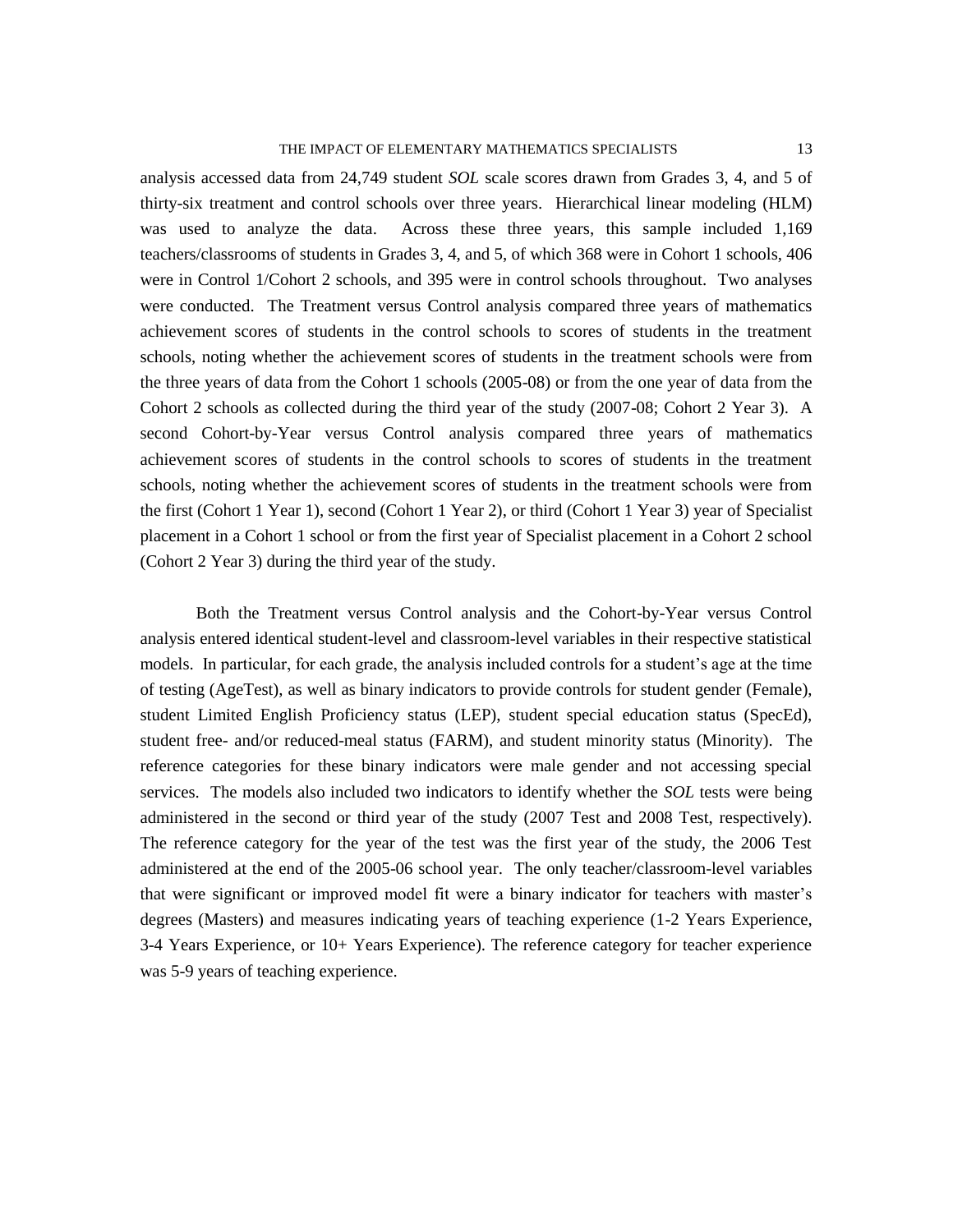analysis accessed data from 24,749 student *SOL* scale scores drawn from Grades 3, 4, and 5 of thirty-six treatment and control schools over three years. Hierarchical linear modeling (HLM) was used to analyze the data. Across these three years, this sample included 1,169 teachers/classrooms of students in Grades 3, 4, and 5, of which 368 were in Cohort 1 schools, 406 were in Control 1/Cohort 2 schools, and 395 were in control schools throughout. Two analyses were conducted. The Treatment versus Control analysis compared three years of mathematics achievement scores of students in the control schools to scores of students in the treatment schools, noting whether the achievement scores of students in the treatment schools were from the three years of data from the Cohort 1 schools (2005-08) or from the one year of data from the Cohort 2 schools as collected during the third year of the study (2007-08; Cohort 2 Year 3). A second Cohort-by-Year versus Control analysis compared three years of mathematics achievement scores of students in the control schools to scores of students in the treatment schools, noting whether the achievement scores of students in the treatment schools were from the first (Cohort 1 Year 1), second (Cohort 1 Year 2), or third (Cohort 1 Year 3) year of Specialist placement in a Cohort 1 school or from the first year of Specialist placement in a Cohort 2 school (Cohort 2 Year 3) during the third year of the study.

Both the Treatment versus Control analysis and the Cohort-by-Year versus Control analysis entered identical student-level and classroom-level variables in their respective statistical models. In particular, for each grade, the analysis included controls for a student's age at the time of testing (AgeTest), as well as binary indicators to provide controls for student gender (Female), student Limited English Proficiency status (LEP), student special education status (SpecEd), student free- and/or reduced-meal status (FARM), and student minority status (Minority). The reference categories for these binary indicators were male gender and not accessing special services. The models also included two indicators to identify whether the *SOL* tests were being administered in the second or third year of the study (2007 Test and 2008 Test, respectively). The reference category for the year of the test was the first year of the study, the 2006 Test administered at the end of the 2005-06 school year. The only teacher/classroom-level variables that were significant or improved model fit were a binary indicator for teachers with master's degrees (Masters) and measures indicating years of teaching experience (1-2 Years Experience, 3-4 Years Experience, or 10+ Years Experience). The reference category for teacher experience was 5-9 years of teaching experience.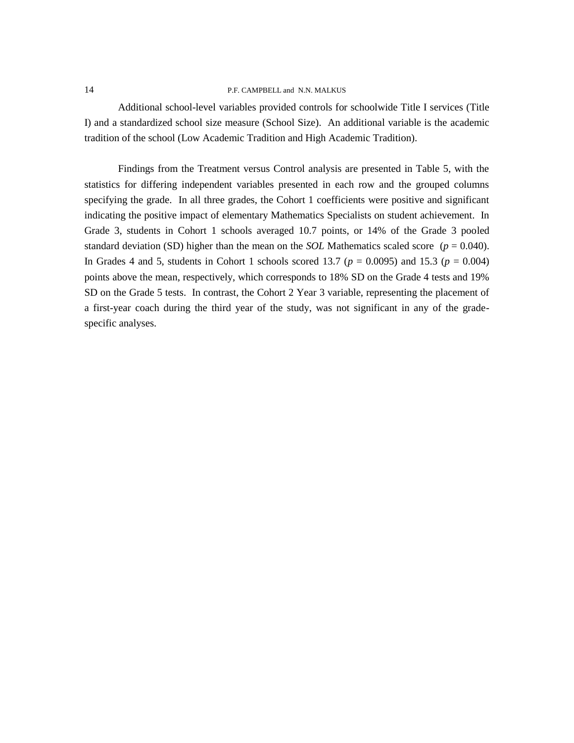Additional school-level variables provided controls for schoolwide Title I services (Title I) and a standardized school size measure (School Size). An additional variable is the academic tradition of the school (Low Academic Tradition and High Academic Tradition).

Findings from the Treatment versus Control analysis are presented in Table 5, with the statistics for differing independent variables presented in each row and the grouped columns specifying the grade. In all three grades, the Cohort 1 coefficients were positive and significant indicating the positive impact of elementary Mathematics Specialists on student achievement. In Grade 3, students in Cohort 1 schools averaged 10.7 points, or 14% of the Grade 3 pooled standard deviation (SD) higher than the mean on the *SOL* Mathematics scaled score ($p = 0.040$). In Grades 4 and 5, students in Cohort 1 schools scored 13.7 ($p = 0.0095$) and 15.3 ($p = 0.004$) points above the mean, respectively, which corresponds to 18% SD on the Grade 4 tests and 19% SD on the Grade 5 tests. In contrast, the Cohort 2 Year 3 variable, representing the placement of a first-year coach during the third year of the study, was not significant in any of the grade-specific analyses.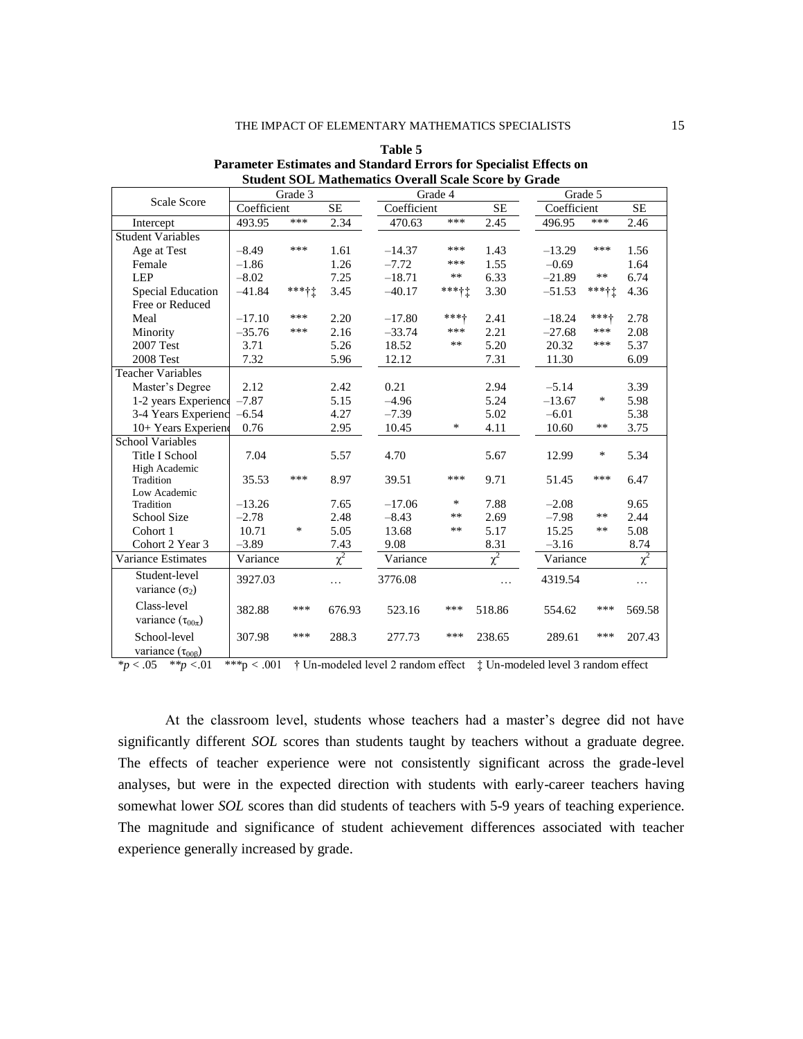**Table 5**
**Parameter Estimates and Standard Errors for Specialist Effects on Student SOL Mathematics Overall Scale Score by Grade**

| Scale Score | Grade 3 | | | Grade 4 | | | Grade 5 | | |
|---|---|---|---|---|---|---|---|---|---|
| | Coefficient | | SE | Coefficient | | SE | Coefficient | | SE |
| Intercept | 493.95 | *** | 2.34 | 470.63 | *** | 2.45 | 496.95 | *** | 2.46 |
| Student Variables | | | | | | | | | |
| Age at Test | –8.49 | *** | 1.61 | –14.37 | *** | 1.43 | –13.29 | *** | 1.56 |
| Female | –1.86 | | 1.26 | –7.72 | *** | 1.55 | –0.69 | | 1.64 |
| LEP | –8.02 | | 7.25 | –18.71 | ** | 6.33 | –21.89 | ** | 6.74 |
| Special Education | –41.84 | ***†‡ | 3.45 | –40.17 | ***†‡ | 3.30 | –51.53 | ***†‡ | 4.36 |
| Free or Reduced Meal | –17.10 | *** | 2.20 | –17.80 | ***† | 2.41 | –18.24 | ***† | 2.78 |
| Minority | –35.76 | *** | 2.16 | –33.74 | *** | 2.21 | –27.68 | *** | 2.08 |
| 2007 Test | 3.71 | | 5.26 | 18.52 | ** | 5.20 | 20.32 | *** | 5.37 |
| 2008 Test | 7.32 | | 5.96 | 12.12 | | 7.31 | 11.30 | | 6.09 |
| Teacher Variables | | | | | | | | | |
| Master's Degree | 2.12 | | 2.42 | 0.21 | | 2.94 | –5.14 | | 3.39 |
| 1-2 years Experience | –7.87 | | 5.15 | –4.96 | | 5.24 | –13.67 | * | 5.98 |
| 3-4 Years Experience | –6.54 | | 4.27 | –7.39 | | 5.02 | –6.01 | | 5.38 |
| 10+ Years Experience | 0.76 | | 2.95 | 10.45 | * | 4.11 | 10.60 | ** | 3.75 |
| School Variables | | | | | | | | | |
| Title I School | 7.04 | | 5.57 | 4.70 | | 5.67 | 12.99 | * | 5.34 |
| High Academic Tradition | 35.53 | *** | 8.97 | 39.51 | *** | 9.71 | 51.45 | *** | 6.47 |
| Low Academic Tradition | –13.26 | | 7.65 | –17.06 | * | 7.88 | –2.08 | | 9.65 |
| School Size | –2.78 | | 2.48 | –8.43 | ** | 2.69 | –7.98 | ** | 2.44 |
| Cohort 1 | 10.71 | * | 5.05 | 13.68 | ** | 5.17 | 15.25 | ** | 5.08 |
| Cohort 2 Year 3 | –3.89 | | 7.43 | 9.08 | | 8.31 | –3.16 | | 8.74 |
| Variance Estimates | Variance | | $\chi^2$ | Variance | | $\chi^2$ | Variance | | $\chi^2$ |
| Student-level variance ($\sigma_2$) | 3927.03 | | … | 3776.08 | | … | 4319.54 | | … |
| Class-level variance ($\tau_{00\pi}$) | 382.88 | *** | 676.93 | 523.16 | *** | 518.86 | 554.62 | *** | 569.58 |
| School-level variance ($\tau_{00\beta}$) | 307.98 | *** | 288.3 | 277.73 | *** | 238.65 | 289.61 | *** | 207.43 |

*$p < .05$ **$p < .01$ ***$p < .001$ † Un-modeled level 2 random effect ‡ Un-modeled level 3 random effect

At the classroom level, students whose teachers had a master's degree did not have significantly different *SOL* scores than students taught by teachers without a graduate degree. The effects of teacher experience were not consistently significant across the grade-level analyses, but were in the expected direction with students with early-career teachers having somewhat lower *SOL* scores than did students of teachers with 5-9 years of teaching experience. The magnitude and significance of student achievement differences associated with teacher experience generally increased by grade.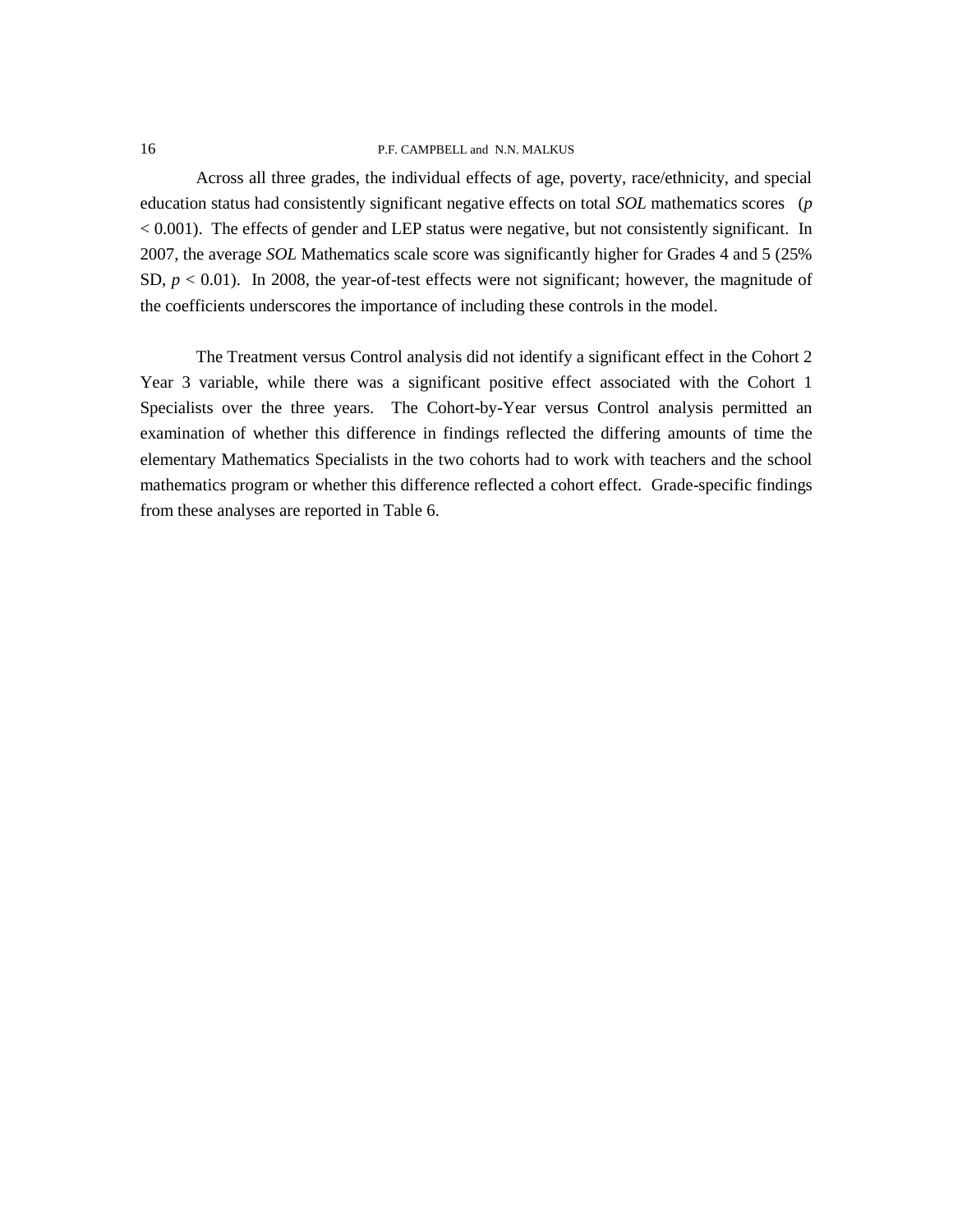Across all three grades, the individual effects of age, poverty, race/ethnicity, and special education status had consistently significant negative effects on total *SOL* mathematics scores ($p < 0.001$). The effects of gender and LEP status were negative, but not consistently significant. In 2007, the average *SOL* Mathematics scale score was significantly higher for Grades 4 and 5 (25% SD, $p < 0.01$). In 2008, the year-of-test effects were not significant; however, the magnitude of the coefficients underscores the importance of including these controls in the model.

The Treatment versus Control analysis did not identify a significant effect in the Cohort 2 Year 3 variable, while there was a significant positive effect associated with the Cohort 1 Specialists over the three years. The Cohort-by-Year versus Control analysis permitted an examination of whether this difference in findings reflected the differing amounts of time the elementary Mathematics Specialists in the two cohorts had to work with teachers and the school mathematics program or whether this difference reflected a cohort effect. Grade-specific findings from these analyses are reported in Table 6.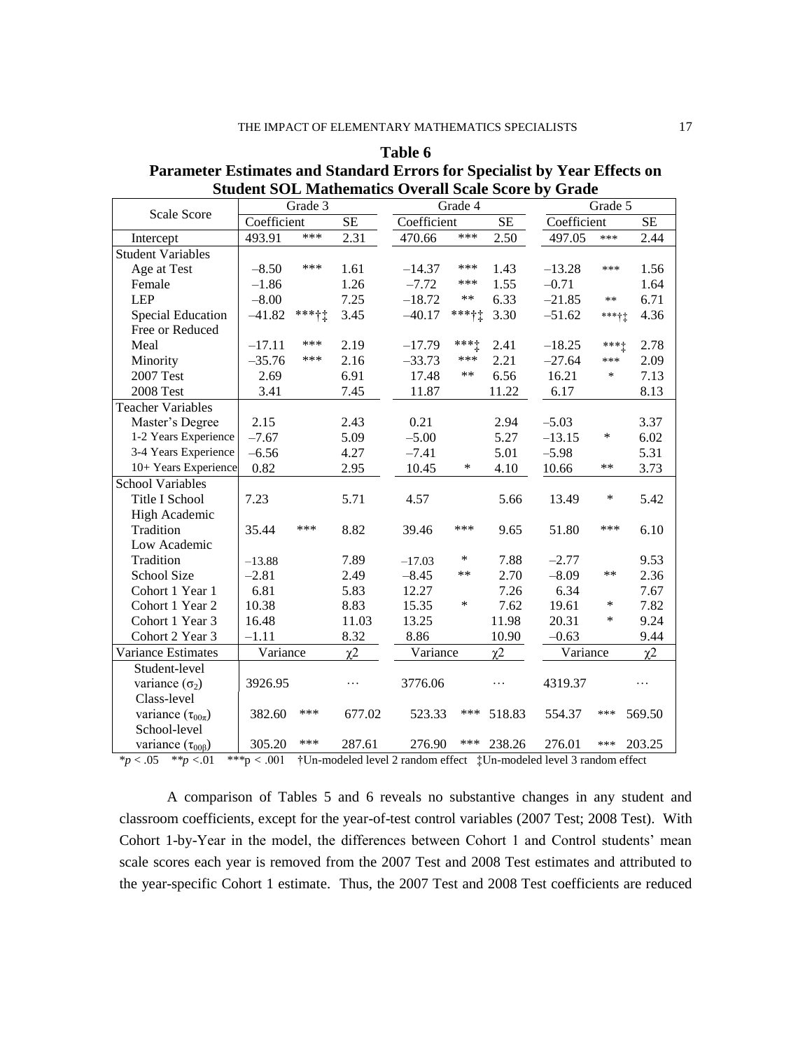**Table 6**
**Parameter Estimates and Standard Errors for Specialist by Year Effects on Student SOL Mathematics Overall Scale Score by Grade**

| Scale Score | Grade 3 | | | Grade 4 | | | Grade 5 | | |
|---|---|---|---|---|---|---|---|---|---|
| | Coefficient | | SE | Coefficient | | SE | Coefficient | | SE |
| Intercept | 493.91 | *** | 2.31 | 470.66 | *** | 2.50 | 497.05 | *** | 2.44 |
| Student Variables | | | | | | | | | |
| Age at Test | –8.50 | *** | 1.61 | –14.37 | *** | 1.43 | –13.28 | *** | 1.56 |
| Female | –1.86 | | 1.26 | –7.72 | *** | 1.55 | –0.71 | | 1.64 |
| LEP | –8.00 | | 7.25 | –18.72 | ** | 6.33 | –21.85 | ** | 6.71 |
| Special Education | –41.82 | ***†‡ | 3.45 | –40.17 | ***†‡ | 3.30 | –51.62 | ***†‡ | 4.36 |
| Free or Reduced Meal | –17.11 | *** | 2.19 | –17.79 | ***‡ | 2.41 | –18.25 | ***‡ | 2.78 |
| Minority | –35.76 | *** | 2.16 | –33.73 | *** | 2.21 | –27.64 | *** | 2.09 |
| 2007 Test | 2.69 | | 6.91 | 17.48 | ** | 6.56 | 16.21 | * | 7.13 |
| 2008 Test | 3.41 | | 7.45 | 11.87 | | 11.22 | 6.17 | | 8.13 |
| Teacher Variables | | | | | | | | | |
| Master's Degree | 2.15 | | 2.43 | 0.21 | | 2.94 | –5.03 | | 3.37 |
| 1-2 Years Experience | –7.67 | | 5.09 | –5.00 | | 5.27 | –13.15 | * | 6.02 |
| 3-4 Years Experience | –6.56 | | 4.27 | –7.41 | | 5.01 | –5.98 | | 5.31 |
| 10+ Years Experience | 0.82 | | 2.95 | 10.45 | * | 4.10 | 10.66 | ** | 3.73 |
| School Variables | | | | | | | | | |
| Title I School | 7.23 | | 5.71 | 4.57 | | 5.66 | 13.49 | * | 5.42 |
| High Academic Tradition | 35.44 | *** | 8.82 | 39.46 | *** | 9.65 | 51.80 | *** | 6.10 |
| Low Academic Tradition | –13.88 | | 7.89 | –17.03 | * | 7.88 | –2.77 | | 9.53 |
| School Size | –2.81 | | 2.49 | –8.45 | ** | 2.70 | –8.09 | ** | 2.36 |
| Cohort 1 Year 1 | 6.81 | | 5.83 | 12.27 | | 7.26 | 6.34 | | 7.67 |
| Cohort 1 Year 2 | 10.38 | | 8.83 | 15.35 | * | 7.62 | 19.61 | * | 7.82 |
| Cohort 1 Year 3 | 16.48 | | 11.03 | 13.25 | | 11.98 | 20.31 | * | 9.24 |
| Cohort 2 Year 3 | –1.11 | | 8.32 | 8.86 | | 10.90 | –0.63 | | 9.44 |
| Variance Estimates | Variance | | $\chi2$ | Variance | | $\chi2$ | Variance | | $\chi2$ |
| Student-level variance ($\sigma_2$) | 3926.95 | | … | 3776.06 | | … | 4319.37 | | … |
| Class-level variance ($\tau_{00\pi}$) | 382.60 | *** | 677.02 | 523.33 | *** | 518.83 | 554.37 | *** | 569.50 |
| School-level variance ($\tau_{00\beta}$) | 305.20 | *** | 287.61 | 276.90 | *** | 238.26 | 276.01 | *** | 203.25 |

*$p < .05$ **$p < .01$ ***$p < .001$ †Un-modeled level 2 random effect ‡Un-modeled level 3 random effect

A comparison of Tables 5 and 6 reveals no substantive changes in any student and classroom coefficients, except for the year-of-test control variables (2007 Test; 2008 Test). With Cohort 1-by-Year in the model, the differences between Cohort 1 and Control students' mean scale scores each year is removed from the 2007 Test and 2008 Test estimates and attributed to the year-specific Cohort 1 estimate. Thus, the 2007 Test and 2008 Test coefficients are reduced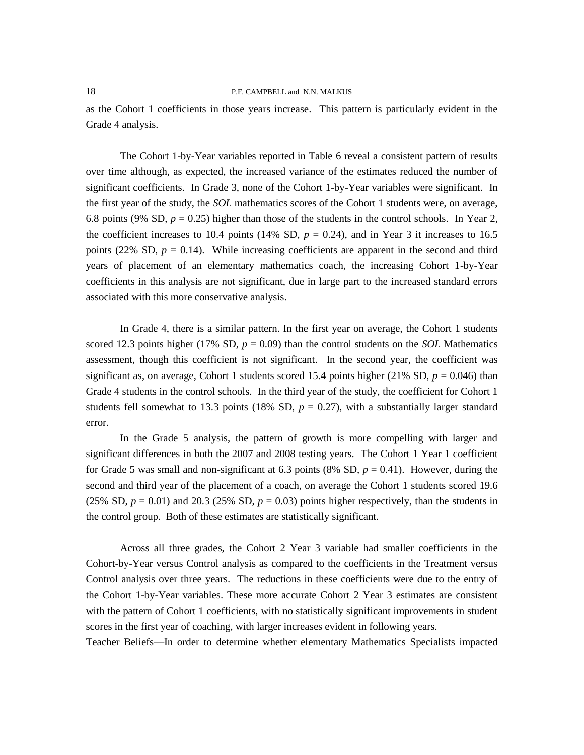as the Cohort 1 coefficients in those years increase. This pattern is particularly evident in the Grade 4 analysis.

The Cohort 1-by-Year variables reported in Table 6 reveal a consistent pattern of results over time although, as expected, the increased variance of the estimates reduced the number of significant coefficients. In Grade 3, none of the Cohort 1-by-Year variables were significant. In the first year of the study, the *SOL* mathematics scores of the Cohort 1 students were, on average, 6.8 points (9% SD, $p = 0.25$) higher than those of the students in the control schools. In Year 2, the coefficient increases to 10.4 points (14% SD, $p = 0.24$), and in Year 3 it increases to 16.5 points (22% SD, $p = 0.14$). While increasing coefficients are apparent in the second and third years of placement of an elementary mathematics coach, the increasing Cohort 1-by-Year coefficients in this analysis are not significant, due in large part to the increased standard errors associated with this more conservative analysis.

In Grade 4, there is a similar pattern. In the first year on average, the Cohort 1 students scored 12.3 points higher (17% SD, $p = 0.09$) than the control students on the *SOL* Mathematics assessment, though this coefficient is not significant. In the second year, the coefficient was significant as, on average, Cohort 1 students scored 15.4 points higher (21% SD, $p = 0.046$) than Grade 4 students in the control schools. In the third year of the study, the coefficient for Cohort 1 students fell somewhat to 13.3 points (18% SD, $p = 0.27$), with a substantially larger standard error.

In the Grade 5 analysis, the pattern of growth is more compelling with larger and significant differences in both the 2007 and 2008 testing years. The Cohort 1 Year 1 coefficient for Grade 5 was small and non-significant at 6.3 points (8% SD, $p = 0.41$). However, during the second and third year of the placement of a coach, on average the Cohort 1 students scored 19.6 (25% SD, $p = 0.01$) and 20.3 (25% SD, $p = 0.03$) points higher respectively, than the students in the control group. Both of these estimates are statistically significant.

Across all three grades, the Cohort 2 Year 3 variable had smaller coefficients in the Cohort-by-Year versus Control analysis as compared to the coefficients in the Treatment versus Control analysis over three years. The reductions in these coefficients were due to the entry of the Cohort 1-by-Year variables. These more accurate Cohort 2 Year 3 estimates are consistent with the pattern of Cohort 1 coefficients, with no statistically significant improvements in student scores in the first year of coaching, with larger increases evident in following years.

Teacher Beliefs—In order to determine whether elementary Mathematics Specialists impacted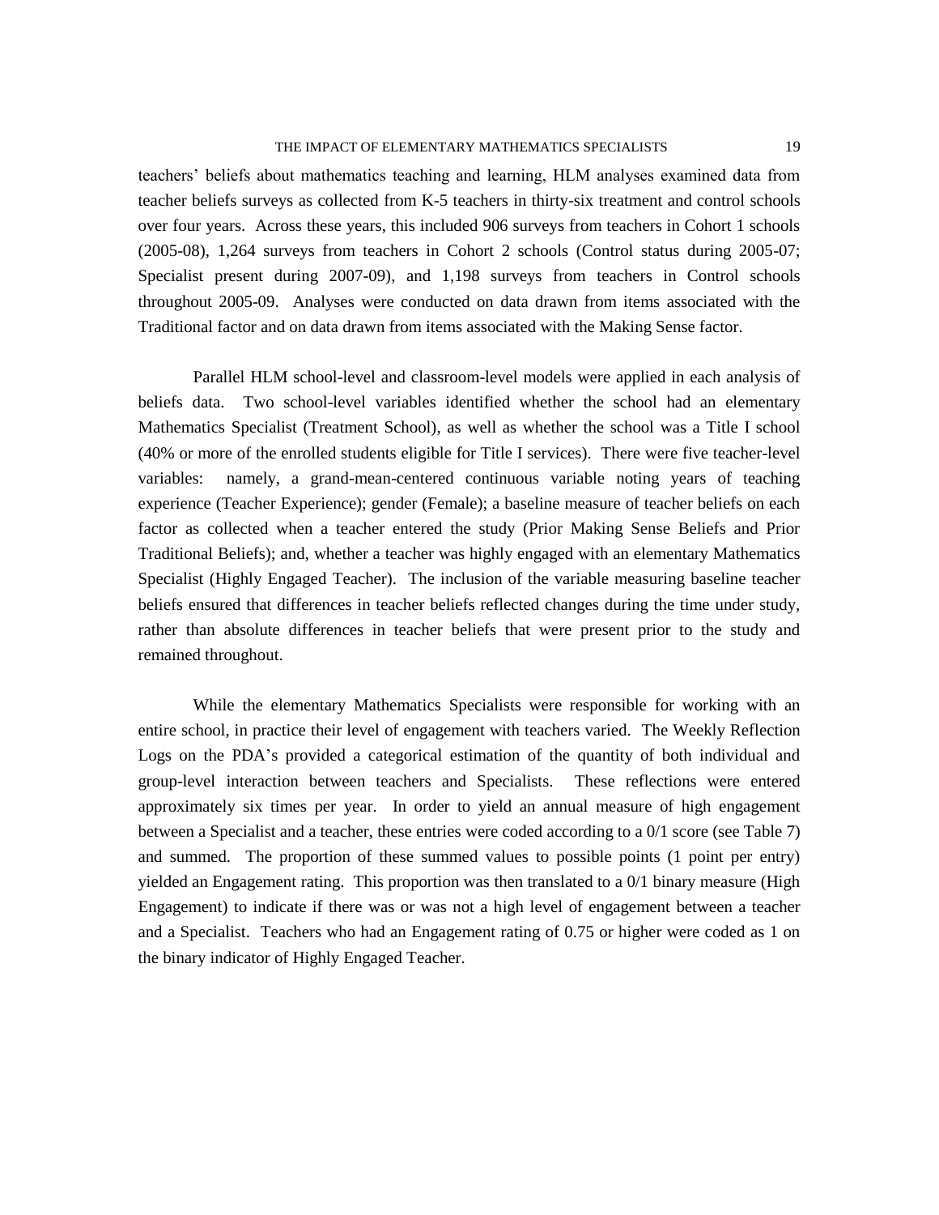teachers' beliefs about mathematics teaching and learning, HLM analyses examined data from teacher beliefs surveys as collected from K-5 teachers in thirty-six treatment and control schools over four years. Across these years, this included 906 surveys from teachers in Cohort 1 schools (2005-08), 1,264 surveys from teachers in Cohort 2 schools (Control status during 2005-07; Specialist present during 2007-09), and 1,198 surveys from teachers in Control schools throughout 2005-09. Analyses were conducted on data drawn from items associated with the Traditional factor and on data drawn from items associated with the Making Sense factor.

Parallel HLM school-level and classroom-level models were applied in each analysis of beliefs data. Two school-level variables identified whether the school had an elementary Mathematics Specialist (Treatment School), as well as whether the school was a Title I school (40% or more of the enrolled students eligible for Title I services). There were five teacher-level variables: namely, a grand-mean-centered continuous variable noting years of teaching experience (Teacher Experience); gender (Female); a baseline measure of teacher beliefs on each factor as collected when a teacher entered the study (Prior Making Sense Beliefs and Prior Traditional Beliefs); and, whether a teacher was highly engaged with an elementary Mathematics Specialist (Highly Engaged Teacher). The inclusion of the variable measuring baseline teacher beliefs ensured that differences in teacher beliefs reflected changes during the time under study, rather than absolute differences in teacher beliefs that were present prior to the study and remained throughout.

While the elementary Mathematics Specialists were responsible for working with an entire school, in practice their level of engagement with teachers varied. The Weekly Reflection Logs on the PDA's provided a categorical estimation of the quantity of both individual and group-level interaction between teachers and Specialists. These reflections were entered approximately six times per year. In order to yield an annual measure of high engagement between a Specialist and a teacher, these entries were coded according to a 0/1 score (see Table 7) and summed. The proportion of these summed values to possible points (1 point per entry) yielded an Engagement rating. This proportion was then translated to a 0/1 binary measure (High Engagement) to indicate if there was or was not a high level of engagement between a teacher and a Specialist. Teachers who had an Engagement rating of 0.75 or higher were coded as 1 on the binary indicator of Highly Engaged Teacher.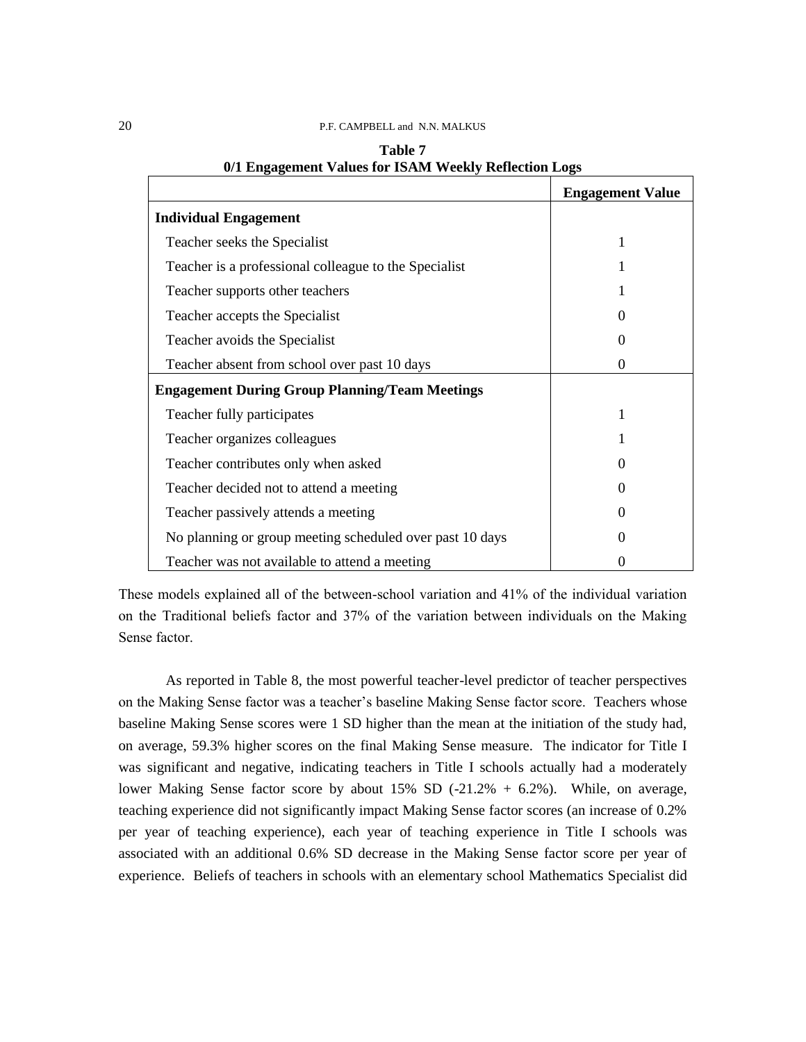**Table 7**
**0/1 Engagement Values for ISAM Weekly Reflection Logs**

| | Engagement Value |
|---|---|
| **Individual Engagement** | |
| Teacher seeks the Specialist | 1 |
| Teacher is a professional colleague to the Specialist | 1 |
| Teacher supports other teachers | 1 |
| Teacher accepts the Specialist | 0 |
| Teacher avoids the Specialist | 0 |
| Teacher absent from school over past 10 days | 0 |
| **Engagement During Group Planning/Team Meetings** | |
| Teacher fully participates | 1 |
| Teacher organizes colleagues | 1 |
| Teacher contributes only when asked | 0 |
| Teacher decided not to attend a meeting | 0 |
| Teacher passively attends a meeting | 0 |
| No planning or group meeting scheduled over past 10 days | 0 |
| Teacher was not available to attend a meeting | 0 |

These models explained all of the between-school variation and 41% of the individual variation on the Traditional beliefs factor and 37% of the variation between individuals on the Making Sense factor.

As reported in Table 8, the most powerful teacher-level predictor of teacher perspectives on the Making Sense factor was a teacher's baseline Making Sense factor score. Teachers whose baseline Making Sense scores were 1 SD higher than the mean at the initiation of the study had, on average, 59.3% higher scores on the final Making Sense measure. The indicator for Title I was significant and negative, indicating teachers in Title I schools actually had a moderately lower Making Sense factor score by about 15% SD (-21.2% + 6.2%). While, on average, teaching experience did not significantly impact Making Sense factor scores (an increase of 0.2% per year of teaching experience), each year of teaching experience in Title I schools was associated with an additional 0.6% SD decrease in the Making Sense factor score per year of experience. Beliefs of teachers in schools with an elementary school Mathematics Specialist did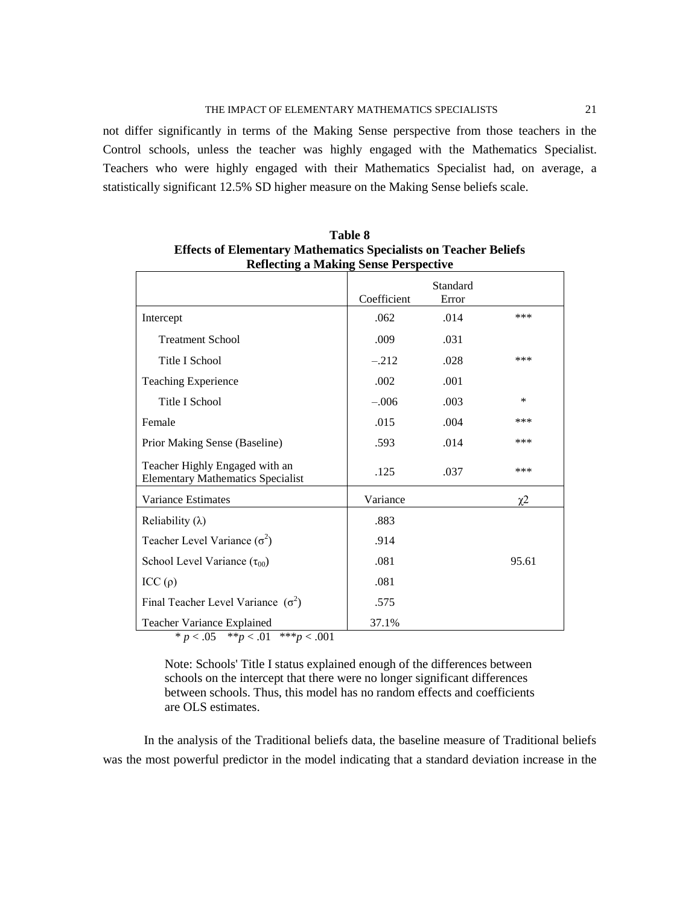not differ significantly in terms of the Making Sense perspective from those teachers in the Control schools, unless the teacher was highly engaged with the Mathematics Specialist. Teachers who were highly engaged with their Mathematics Specialist had, on average, a statistically significant 12.5% SD higher measure on the Making Sense beliefs scale.

**Table 8**
**Effects of Elementary Mathematics Specialists on Teacher Beliefs Reflecting a Making Sense Perspective**

| | Coefficient | Standard Error | |
|---|---|---|---|
| Intercept | .062 | .014 | *** |
| Treatment School | .009 | .031 | |
| Title I School | –.212 | .028 | *** |
| Teaching Experience | .002 | .001 | |
| Title I School | –.006 | .003 | * |
| Female | .015 | .004 | *** |
| Prior Making Sense (Baseline) | .593 | .014 | *** |
| Teacher Highly Engaged with an Elementary Mathematics Specialist | .125 | .037 | *** |
| Variance Estimates | Variance | | $\chi 2$ |
| Reliability ($\lambda$) | .883 | | |
| Teacher Level Variance ($\sigma^2$) | .914 | | |
| School Level Variance ($\tau_{00}$) | .081 | | 95.61 |
| ICC ($\rho$) | .081 | | |
| Final Teacher Level Variance ($\sigma^2$) | .575 | | |
| Teacher Variance Explained | 37.1% | | |

\* $p < .05$ \*\*$p < .01$ \*\*\*$p < .001$

Note: Schools' Title I status explained enough of the differences between schools on the intercept that there were no longer significant differences between schools. Thus, this model has no random effects and coefficients are OLS estimates.

In the analysis of the Traditional beliefs data, the baseline measure of Traditional beliefs was the most powerful predictor in the model indicating that a standard deviation increase in the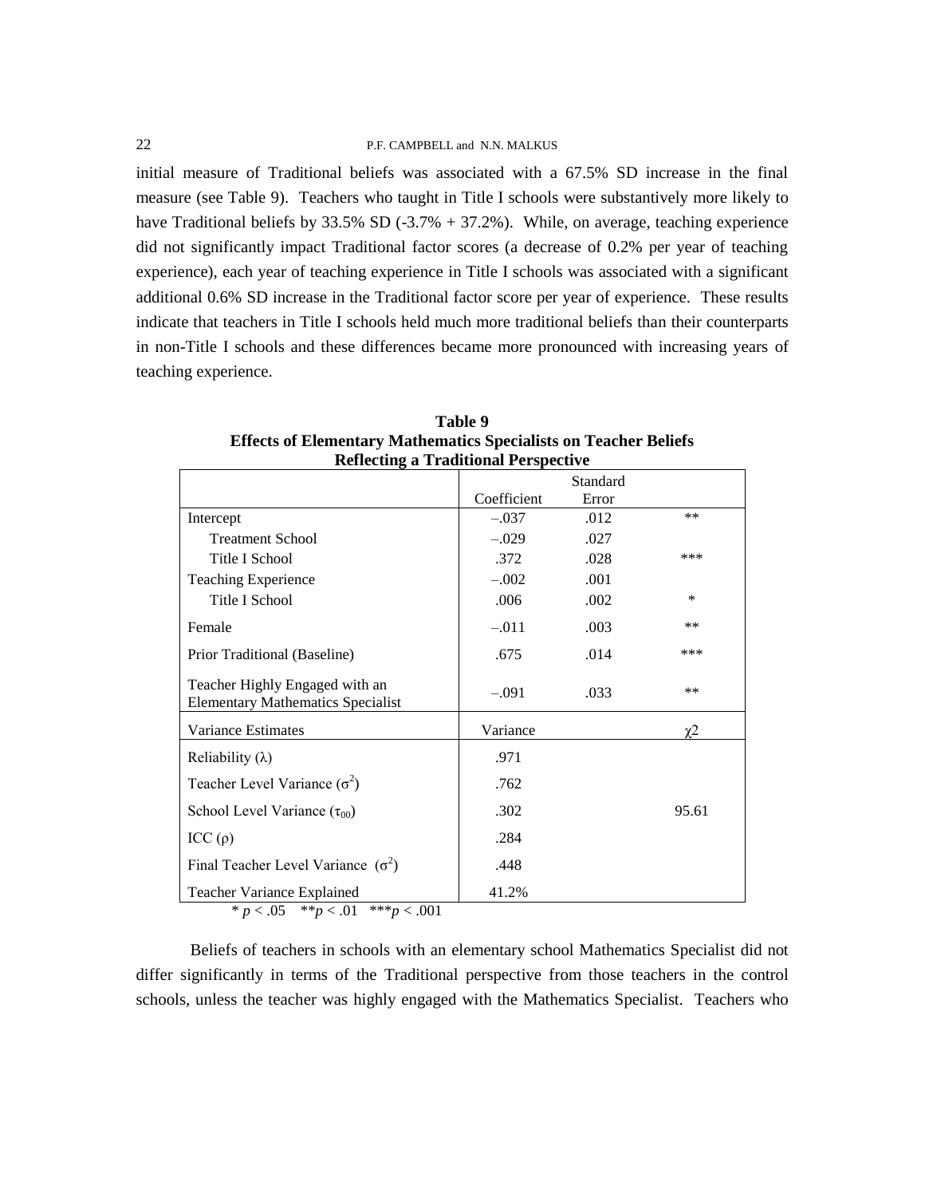initial measure of Traditional beliefs was associated with a 67.5% SD increase in the final measure (see Table 9). Teachers who taught in Title I schools were substantively more likely to have Traditional beliefs by 33.5% SD (-3.7% + 37.2%). While, on average, teaching experience did not significantly impact Traditional factor scores (a decrease of 0.2% per year of teaching experience), each year of teaching experience in Title I schools was associated with a significant additional 0.6% SD increase in the Traditional factor score per year of experience. These results indicate that teachers in Title I schools held much more traditional beliefs than their counterparts in non-Title I schools and these differences became more pronounced with increasing years of teaching experience.

**Table 9**
**Effects of Elementary Mathematics Specialists on Teacher Beliefs Reflecting a Traditional Perspective**

| | Coefficient | Standard Error | |
|---|---|---|---|
| Intercept | –.037 | .012 | ** |
| Treatment School | –.029 | .027 | |
| Title I School | .372 | .028 | *** |
| Teaching Experience | –.002 | .001 | |
| Title I School | .006 | .002 | * |
| Female | –.011 | .003 | ** |
| Prior Traditional (Baseline) | .675 | .014 | *** |
| Teacher Highly Engaged with an Elementary Mathematics Specialist | –.091 | .033 | ** |
| Variance Estimates | Variance | | $\chi 2$ |
| Reliability ($\lambda$) | .971 | | |
| Teacher Level Variance ($\sigma^2$) | .762 | | |
| School Level Variance ($\tau_{00}$) | .302 | | 95.61 |
| ICC ($\rho$) | .284 | | |
| Final Teacher Level Variance ($\sigma^2$) | .448 | | |
| Teacher Variance Explained | 41.2% | | |

\* $p < .05$ \*\* $p < .01$ \*\*\* $p < .001$

Beliefs of teachers in schools with an elementary school Mathematics Specialist did not differ significantly in terms of the Traditional perspective from those teachers in the control schools, unless the teacher was highly engaged with the Mathematics Specialist. Teachers who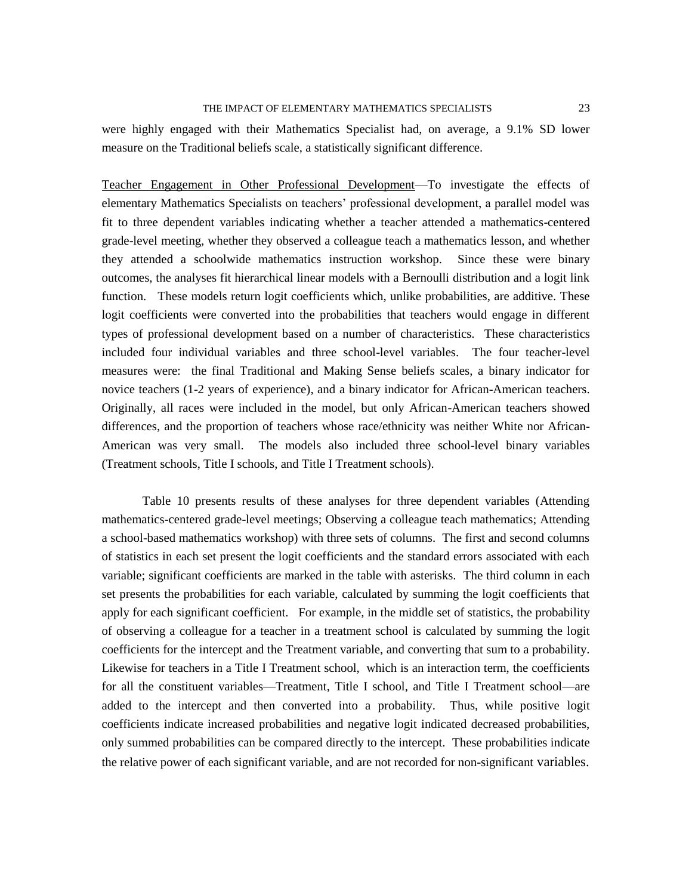were highly engaged with their Mathematics Specialist had, on average, a 9.1% SD lower measure on the Traditional beliefs scale, a statistically significant difference.

<u>Teacher Engagement in Other Professional Development</u>—To investigate the effects of elementary Mathematics Specialists on teachers' professional development, a parallel model was fit to three dependent variables indicating whether a teacher attended a mathematics-centered grade-level meeting, whether they observed a colleague teach a mathematics lesson, and whether they attended a schoolwide mathematics instruction workshop. Since these were binary outcomes, the analyses fit hierarchical linear models with a Bernoulli distribution and a logit link function. These models return logit coefficients which, unlike probabilities, are additive. These logit coefficients were converted into the probabilities that teachers would engage in different types of professional development based on a number of characteristics. These characteristics included four individual variables and three school-level variables. The four teacher-level measures were: the final Traditional and Making Sense beliefs scales, a binary indicator for novice teachers (1-2 years of experience), and a binary indicator for African-American teachers. Originally, all races were included in the model, but only African-American teachers showed differences, and the proportion of teachers whose race/ethnicity was neither White nor African-American was very small. The models also included three school-level binary variables (Treatment schools, Title I schools, and Title I Treatment schools).

Table 10 presents results of these analyses for three dependent variables (Attending mathematics-centered grade-level meetings; Observing a colleague teach mathematics; Attending a school-based mathematics workshop) with three sets of columns. The first and second columns of statistics in each set present the logit coefficients and the standard errors associated with each variable; significant coefficients are marked in the table with asterisks. The third column in each set presents the probabilities for each variable, calculated by summing the logit coefficients that apply for each significant coefficient. For example, in the middle set of statistics, the probability of observing a colleague for a teacher in a treatment school is calculated by summing the logit coefficients for the intercept and the Treatment variable, and converting that sum to a probability. Likewise for teachers in a Title I Treatment school, which is an interaction term, the coefficients for all the constituent variables—Treatment, Title I school, and Title I Treatment school—are added to the intercept and then converted into a probability. Thus, while positive logit coefficients indicate increased probabilities and negative logit indicated decreased probabilities, only summed probabilities can be compared directly to the intercept. These probabilities indicate the relative power of each significant variable, and are not recorded for non-significant variables.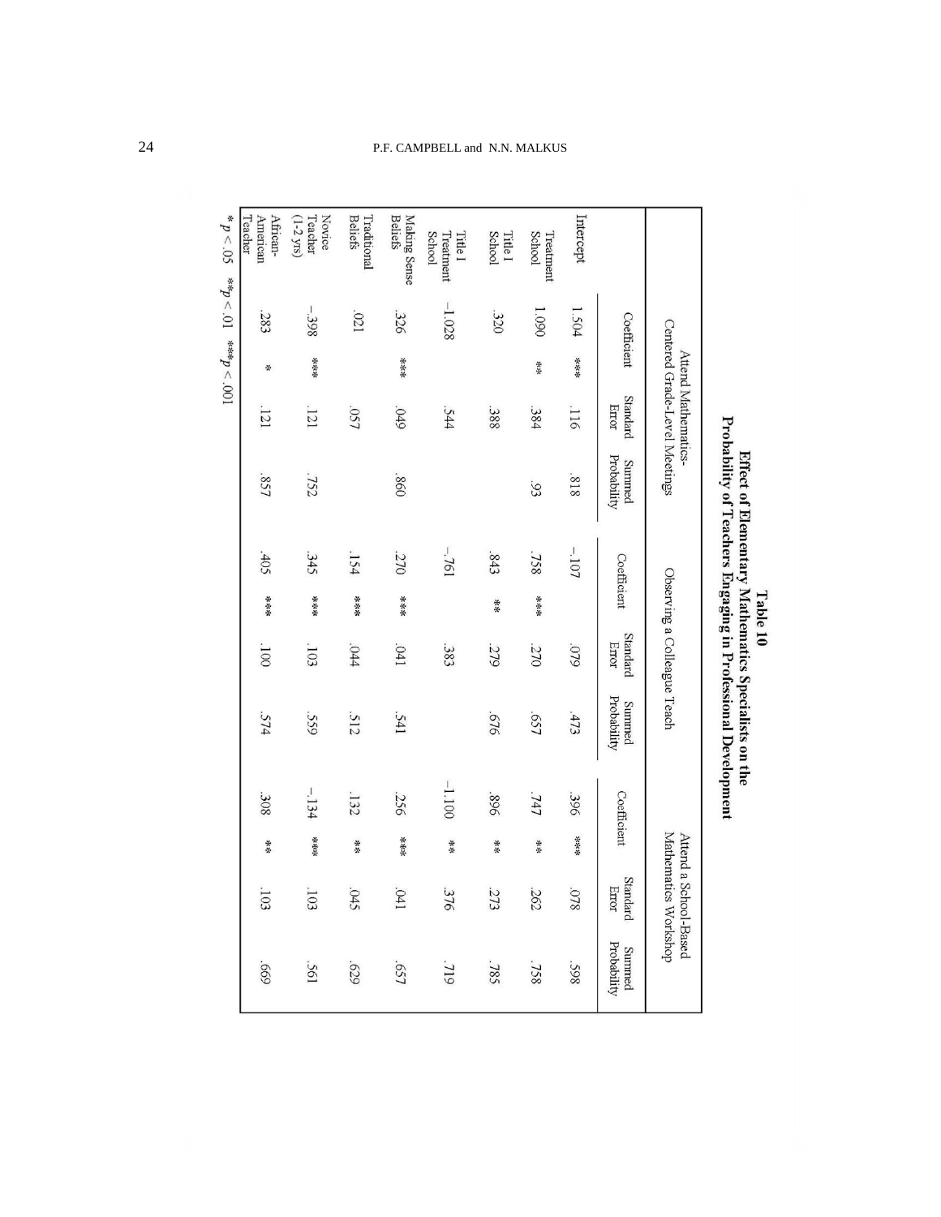**Table 10**

**Effect of Elementary Mathematics Specialists on the Probability of Teachers Engaging in Professional Development**

| | Attend Mathematics-Centered Grade-Level Meetings | | | | Observing a Colleague Teach | | | | Attend a School-Based Mathematics Workshop | | | |
|---|---|---|---|---|---|---|---|---|---|---|---|---|
| | Coefficient | | Standard Error | Summed Probability | Coefficient | | Standard Error | Summed Probability | Coefficient | | Standard Error | Summed Probability |
| Intercept | 1.504 | *** | .116 | .818 | –.107 | | .079 | .473 | .396 | *** | .078 | .598 |
| Treatment School | 1.090 | ** | .384 | .93 | .758 | *** | .270 | .657 | .747 | ** | .262 | .758 |
| Title I School | .320 | | .388 | | .843 | ** | .279 | .676 | .896 | ** | .273 | .785 |
| Title I Treatment School | –1.028 | | .544 | | –.761 | | .383 | | –1.100 | ** | .376 | .719 |
| Making Sense Beliefs | .326 | *** | .049 | .860 | .270 | *** | .041 | .541 | .256 | *** | .041 | .657 |
| Traditional Beliefs | .021 | | .057 | | .154 | *** | .044 | .512 | .132 | ** | .045 | .629 |
| Novice Teacher (1-2 yrs) | –.398 | *** | .121 | .752 | .345 | *** | .103 | .559 | –.134 | *** | .103 | .561 |
| African-American Teacher | .283 | * | .121 | .857 | .405 | *** | .100 | .574 | .308 | ** | .103 | .669 |

* $p < .05$ ** $p < .01$ *** $p < .001$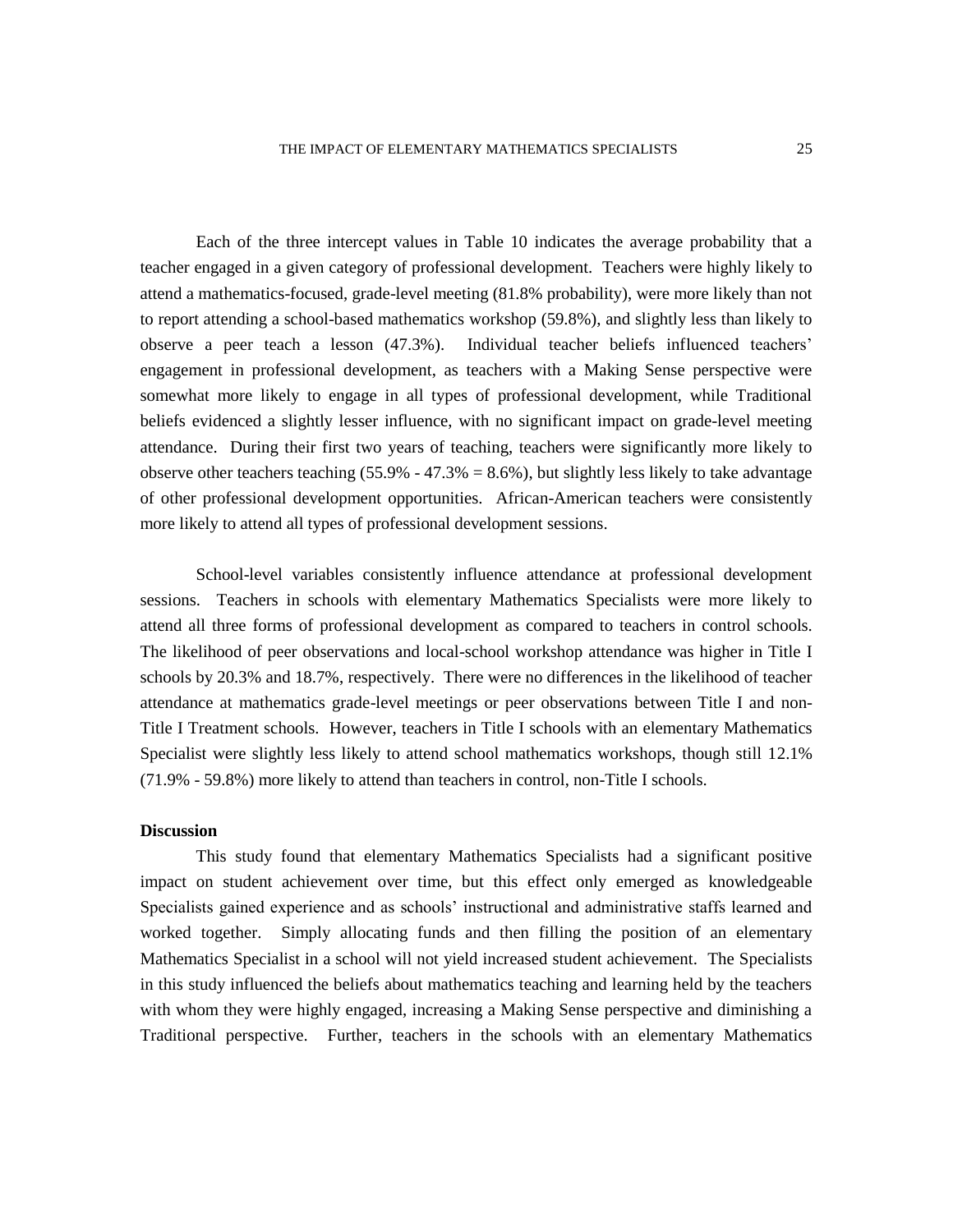Each of the three intercept values in Table 10 indicates the average probability that a teacher engaged in a given category of professional development. Teachers were highly likely to attend a mathematics-focused, grade-level meeting (81.8% probability), were more likely than not to report attending a school-based mathematics workshop (59.8%), and slightly less than likely to observe a peer teach a lesson (47.3%). Individual teacher beliefs influenced teachers' engagement in professional development, as teachers with a Making Sense perspective were somewhat more likely to engage in all types of professional development, while Traditional beliefs evidenced a slightly lesser influence, with no significant impact on grade-level meeting attendance. During their first two years of teaching, teachers were significantly more likely to observe other teachers teaching (55.9% - 47.3% = 8.6%), but slightly less likely to take advantage of other professional development opportunities. African-American teachers were consistently more likely to attend all types of professional development sessions.

School-level variables consistently influence attendance at professional development sessions. Teachers in schools with elementary Mathematics Specialists were more likely to attend all three forms of professional development as compared to teachers in control schools. The likelihood of peer observations and local-school workshop attendance was higher in Title I schools by 20.3% and 18.7%, respectively. There were no differences in the likelihood of teacher attendance at mathematics grade-level meetings or peer observations between Title I and non-Title I Treatment schools. However, teachers in Title I schools with an elementary Mathematics Specialist were slightly less likely to attend school mathematics workshops, though still 12.1% (71.9% - 59.8%) more likely to attend than teachers in control, non-Title I schools.

## Discussion

This study found that elementary Mathematics Specialists had a significant positive impact on student achievement over time, but this effect only emerged as knowledgeable Specialists gained experience and as schools' instructional and administrative staffs learned and worked together. Simply allocating funds and then filling the position of an elementary Mathematics Specialist in a school will not yield increased student achievement. The Specialists in this study influenced the beliefs about mathematics teaching and learning held by the teachers with whom they were highly engaged, increasing a Making Sense perspective and diminishing a Traditional perspective. Further, teachers in the schools with an elementary Mathematics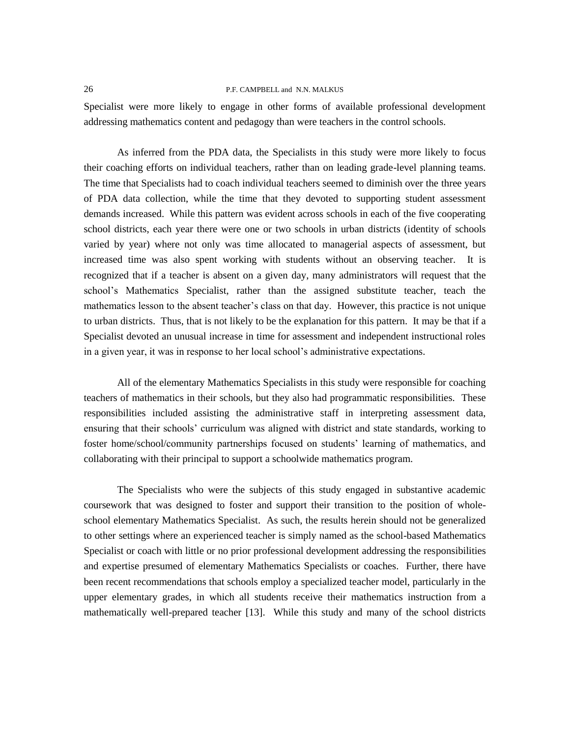Specialist were more likely to engage in other forms of available professional development addressing mathematics content and pedagogy than were teachers in the control schools.

As inferred from the PDA data, the Specialists in this study were more likely to focus their coaching efforts on individual teachers, rather than on leading grade-level planning teams. The time that Specialists had to coach individual teachers seemed to diminish over the three years of PDA data collection, while the time that they devoted to supporting student assessment demands increased. While this pattern was evident across schools in each of the five cooperating school districts, each year there were one or two schools in urban districts (identity of schools varied by year) where not only was time allocated to managerial aspects of assessment, but increased time was also spent working with students without an observing teacher. It is recognized that if a teacher is absent on a given day, many administrators will request that the school's Mathematics Specialist, rather than the assigned substitute teacher, teach the mathematics lesson to the absent teacher's class on that day. However, this practice is not unique to urban districts. Thus, that is not likely to be the explanation for this pattern. It may be that if a Specialist devoted an unusual increase in time for assessment and independent instructional roles in a given year, it was in response to her local school's administrative expectations.

All of the elementary Mathematics Specialists in this study were responsible for coaching teachers of mathematics in their schools, but they also had programmatic responsibilities. These responsibilities included assisting the administrative staff in interpreting assessment data, ensuring that their schools' curriculum was aligned with district and state standards, working to foster home/school/community partnerships focused on students' learning of mathematics, and collaborating with their principal to support a schoolwide mathematics program.

The Specialists who were the subjects of this study engaged in substantive academic coursework that was designed to foster and support their transition to the position of whole-school elementary Mathematics Specialist. As such, the results herein should not be generalized to other settings where an experienced teacher is simply named as the school-based Mathematics Specialist or coach with little or no prior professional development addressing the responsibilities and expertise presumed of elementary Mathematics Specialists or coaches. Further, there have been recent recommendations that schools employ a specialized teacher model, particularly in the upper elementary grades, in which all students receive their mathematics instruction from a mathematically well-prepared teacher [13]. While this study and many of the school districts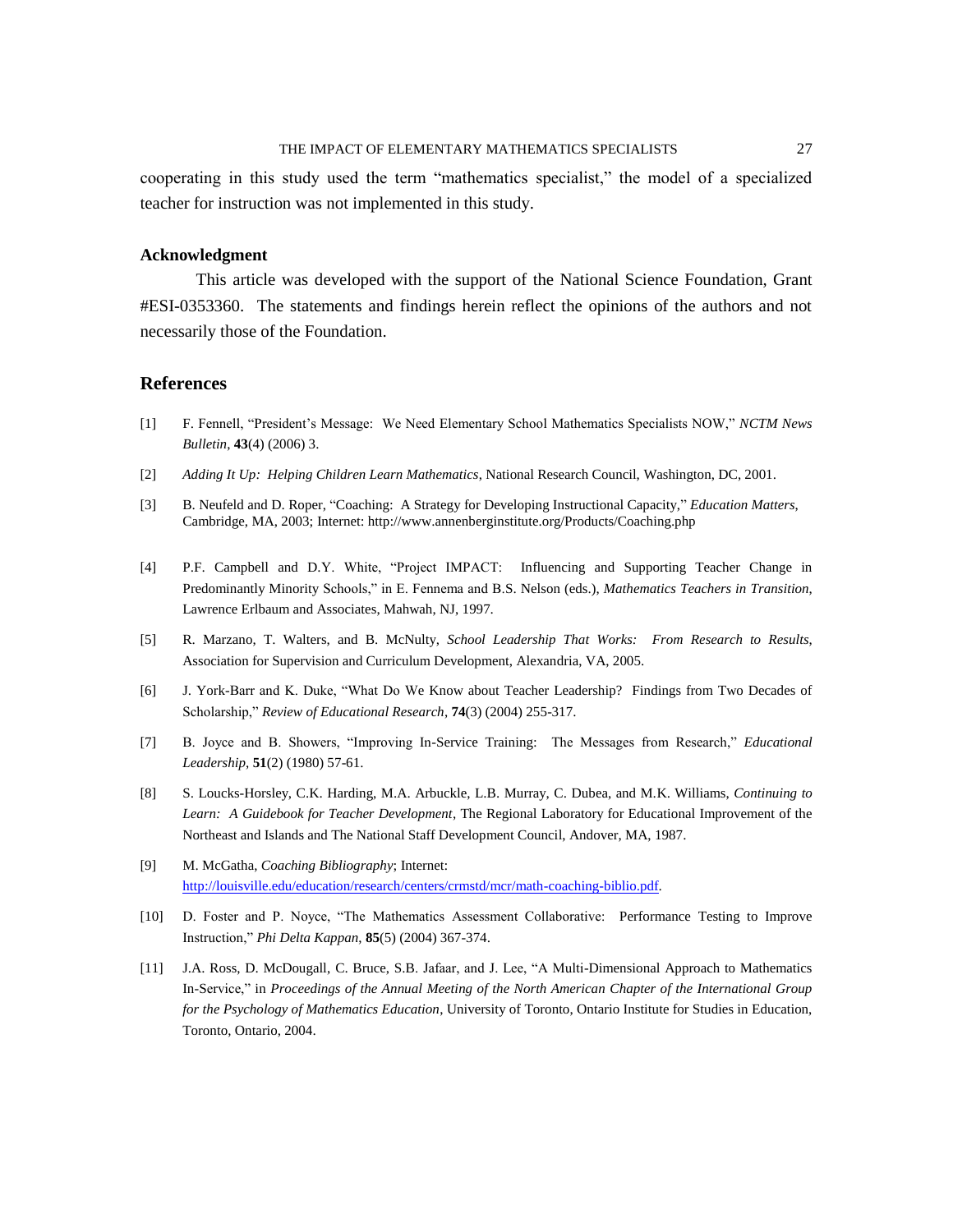cooperating in this study used the term "mathematics specialist," the model of a specialized teacher for instruction was not implemented in this study.

### Acknowledgment

This article was developed with the support of the National Science Foundation, Grant #ESI-0353360. The statements and findings herein reflect the opinions of the authors and not necessarily those of the Foundation.

## References

[1] F. Fennell, "President's Message: We Need Elementary School Mathematics Specialists NOW," *NCTM News Bulletin*, **43**(4) (2006) 3.

[2] *Adding It Up: Helping Children Learn Mathematics*, National Research Council, Washington, DC, 2001.

[3] B. Neufeld and D. Roper, "Coaching: A Strategy for Developing Instructional Capacity," *Education Matters*, Cambridge, MA, 2003; Internet: http://www.annenberginstitute.org/Products/Coaching.php

[4] P.F. Campbell and D.Y. White, "Project IMPACT: Influencing and Supporting Teacher Change in Predominantly Minority Schools," in E. Fennema and B.S. Nelson (eds.), *Mathematics Teachers in Transition*, Lawrence Erlbaum and Associates, Mahwah, NJ, 1997.

[5] R. Marzano, T. Walters, and B. McNulty, *School Leadership That Works: From Research to Results*, Association for Supervision and Curriculum Development, Alexandria, VA, 2005.

[6] J. York-Barr and K. Duke, "What Do We Know about Teacher Leadership? Findings from Two Decades of Scholarship," *Review of Educational Research*, **74**(3) (2004) 255-317.

[7] B. Joyce and B. Showers, "Improving In-Service Training: The Messages from Research," *Educational Leadership*, **51**(2) (1980) 57-61.

[8] S. Loucks-Horsley, C.K. Harding, M.A. Arbuckle, L.B. Murray, C. Dubea, and M.K. Williams, *Continuing to Learn: A Guidebook for Teacher Development*, The Regional Laboratory for Educational Improvement of the Northeast and Islands and The National Staff Development Council, Andover, MA, 1987.

[9] M. McGatha, *Coaching Bibliography*; Internet: http://louisville.edu/education/research/centers/crmstd/mcr/math-coaching-biblio.pdf.

[10] D. Foster and P. Noyce, "The Mathematics Assessment Collaborative: Performance Testing to Improve Instruction," *Phi Delta Kappan*, **85**(5) (2004) 367-374.

[11] J.A. Ross, D. McDougall, C. Bruce, S.B. Jafaar, and J. Lee, "A Multi-Dimensional Approach to Mathematics In-Service," in *Proceedings of the Annual Meeting of the North American Chapter of the International Group for the Psychology of Mathematics Education*, University of Toronto, Ontario Institute for Studies in Education, Toronto, Ontario, 2004.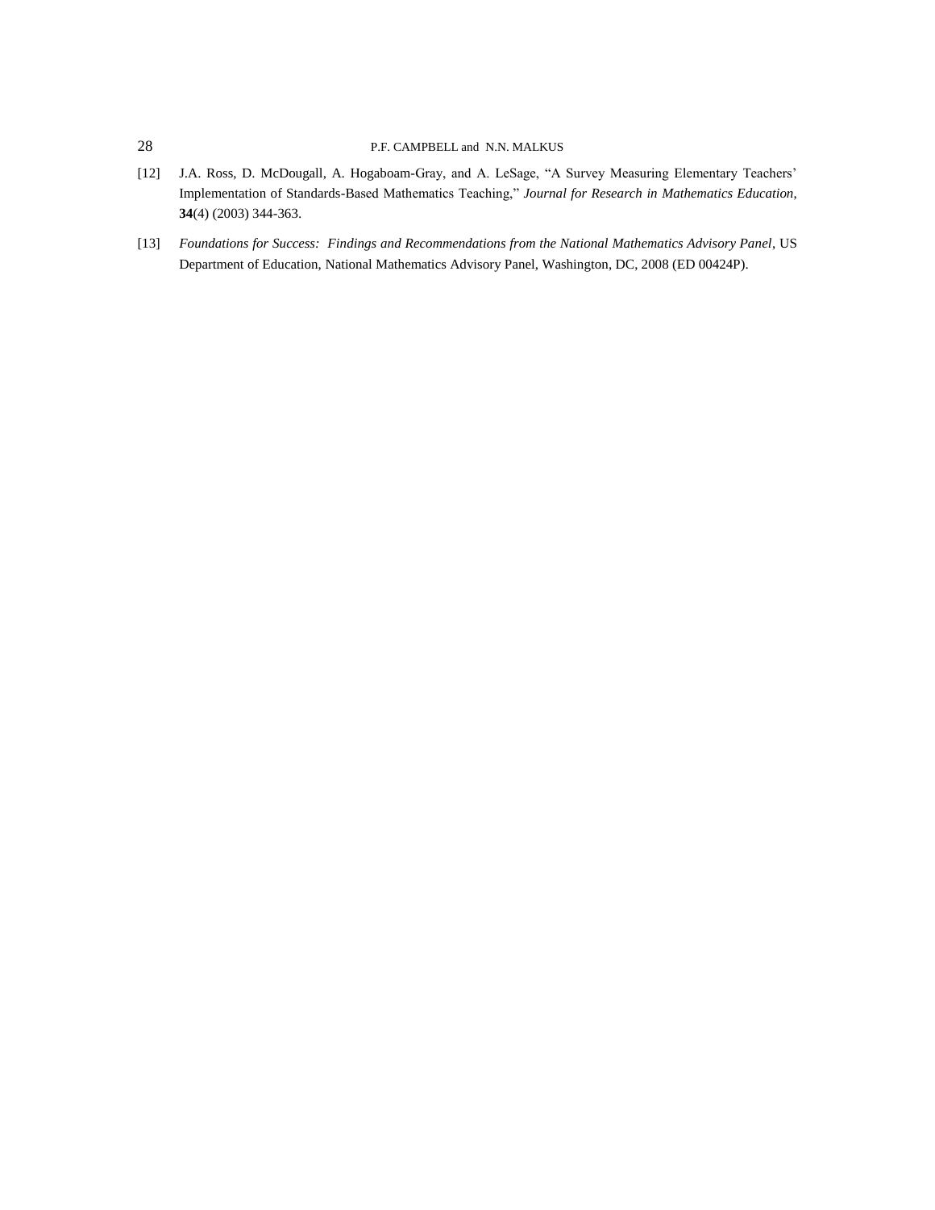[12] J.A. Ross, D. McDougall, A. Hogaboam-Gray, and A. LeSage, "A Survey Measuring Elementary Teachers' Implementation of Standards-Based Mathematics Teaching," *Journal for Research in Mathematics Education*, **34**(4) (2003) 344-363.

[13] *Foundations for Success: Findings and Recommendations from the National Mathematics Advisory Panel*, US Department of Education, National Mathematics Advisory Panel, Washington, DC, 2008 (ED 00424P).